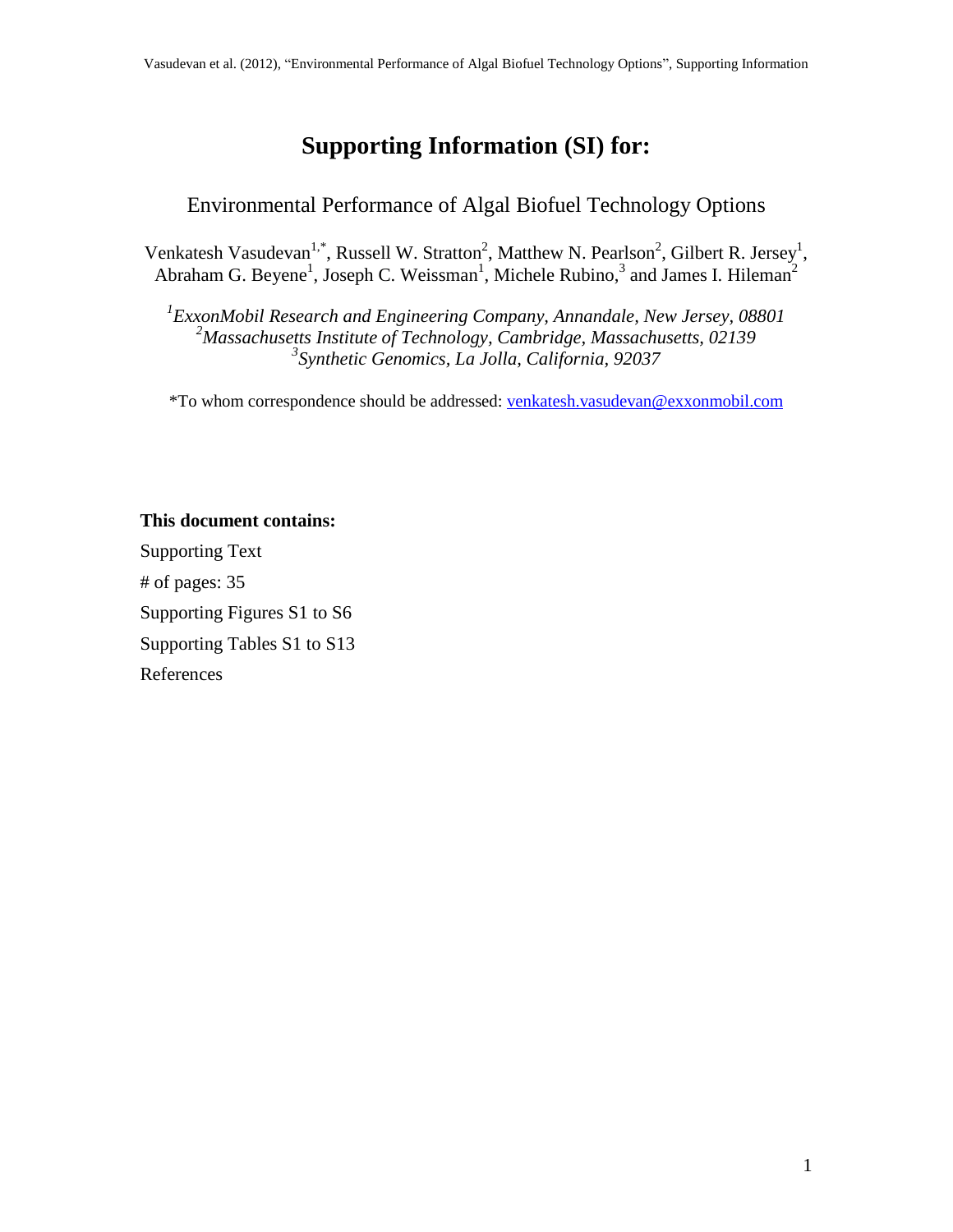# Supporting Information (SI) for:

Environmental Performance of Algal Biofuel Technology Options

Venkatesh Vasudevan[1,*], Russell W. Stratton[2], Matthew N. Pearlson[2], Gilbert R. Jersey[1], Abraham G. Beyene[1], Joseph C. Weissman[1], Michele Rubino,[3] and James I. Hileman[2]

*[1]ExxonMobil Research and Engineering Company, Annandale, New Jersey, 08801*
*[2]Massachusetts Institute of Technology, Cambridge, Massachusetts, 02139*
*[3]Synthetic Genomics, La Jolla, California, 92037*

*To whom correspondence should be addressed: venkatesh.vasudevan@exxonmobil.com

**This document contains:**

Supporting Text

# of pages: 35

Supporting Figures S1 to S6

Supporting Tables S1 to S13

References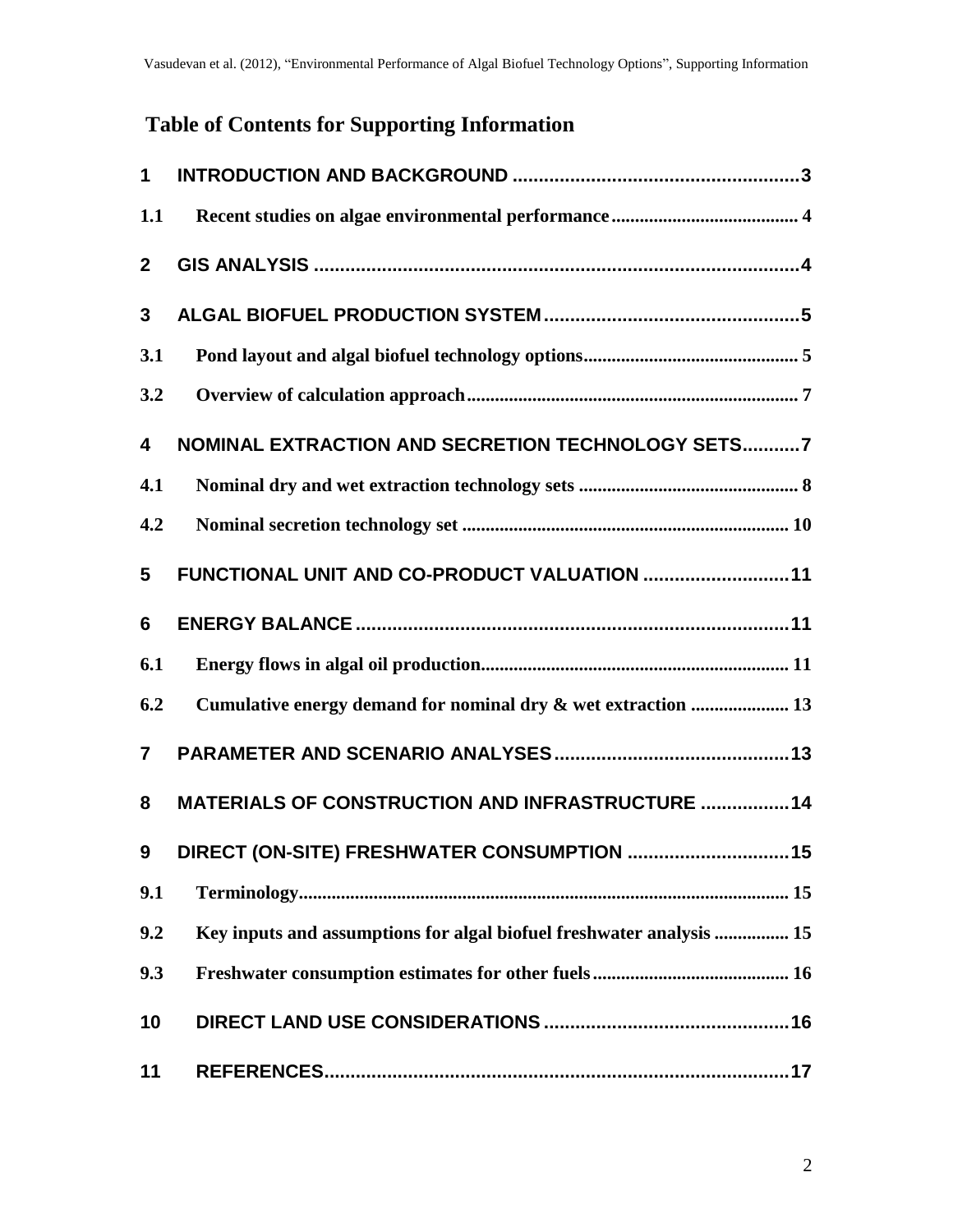# Table of Contents for Supporting Information

**1 INTRODUCTION AND BACKGROUND ....................................................... 3**

**1.1 Recent studies on algae environmental performance ........................................ 4**

**2 GIS ANALYSIS ............................................................................................ 4**

**3 ALGAL BIOFUEL PRODUCTION SYSTEM ................................................. 5**

**3.1 Pond layout and algal biofuel technology options ............................................. 5**

**3.2 Overview of calculation approach ...................................................................... 7**

**4 NOMINAL EXTRACTION AND SECRETION TECHNOLOGY SETS ........... 7**

**4.1 Nominal dry and wet extraction technology sets ............................................... 8**

**4.2 Nominal secretion technology set ..................................................................... 10**

**5 FUNCTIONAL UNIT AND CO-PRODUCT VALUATION ............................ 11**

**6 ENERGY BALANCE ................................................................................... 11**

**6.1 Energy flows in algal oil production ................................................................. 11**

**6.2 Cumulative energy demand for nominal dry & wet extraction ..................... 13**

**7 PARAMETER AND SCENARIO ANALYSES ............................................. 13**

**8 MATERIALS OF CONSTRUCTION AND INFRASTRUCTURE ................. 14**

**9 DIRECT (ON-SITE) FRESHWATER CONSUMPTION ............................... 15**

**9.1 Terminology ........................................................................................................ 15**

**9.2 Key inputs and assumptions for algal biofuel freshwater analysis ................ 15**

**9.3 Freshwater consumption estimates for other fuels .......................................... 16**

**10 DIRECT LAND USE CONSIDERATIONS ............................................... 16**

**11 REFERENCES ........................................................................................ 17**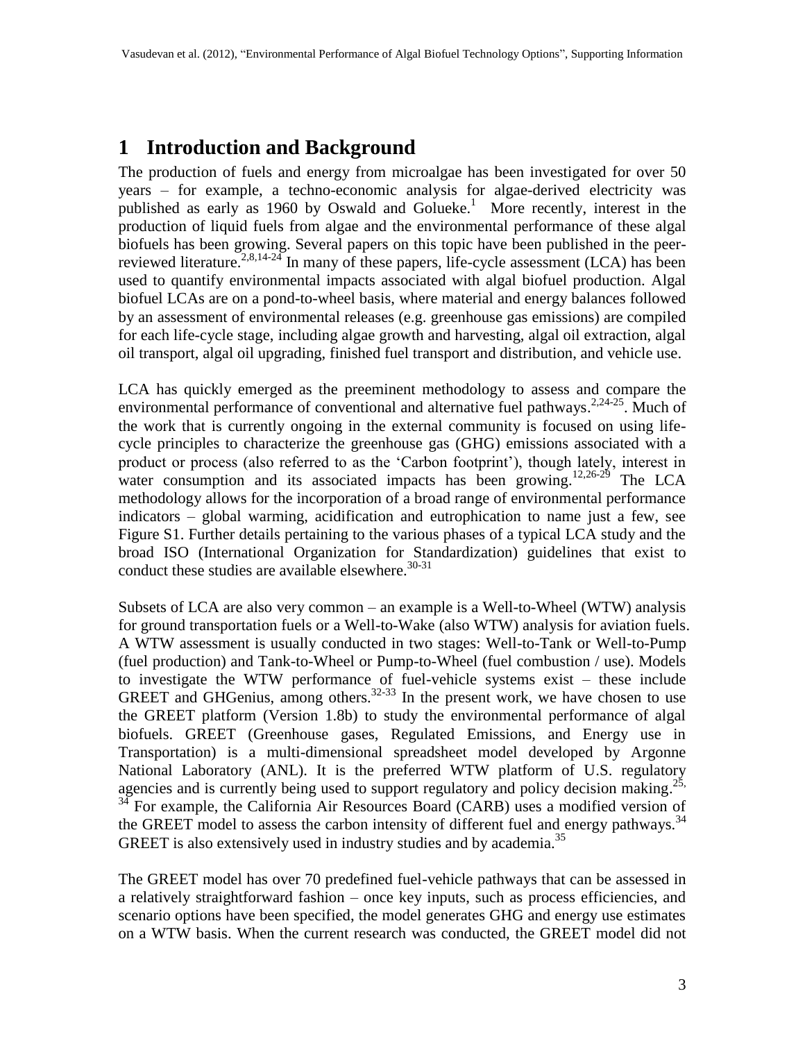# 1 Introduction and Background

The production of fuels and energy from microalgae has been investigated for over 50 years – for example, a techno-economic analysis for algae-derived electricity was published as early as 1960 by Oswald and Golueke.[1] More recently, interest in the production of liquid fuels from algae and the environmental performance of these algal biofuels has been growing. Several papers on this topic have been published in the peer-reviewed literature.[2,8,14-24] In many of these papers, life-cycle assessment (LCA) has been used to quantify environmental impacts associated with algal biofuel production. Algal biofuel LCAs are on a pond-to-wheel basis, where material and energy balances followed by an assessment of environmental releases (e.g. greenhouse gas emissions) are compiled for each life-cycle stage, including algae growth and harvesting, algal oil extraction, algal oil transport, algal oil upgrading, finished fuel transport and distribution, and vehicle use.

LCA has quickly emerged as the preeminent methodology to assess and compare the environmental performance of conventional and alternative fuel pathways.[2,24-25]. Much of the work that is currently ongoing in the external community is focused on using life-cycle principles to characterize the greenhouse gas (GHG) emissions associated with a product or process (also referred to as the 'Carbon footprint'), though lately, interest in water consumption and its associated impacts has been growing.[12,26-29] The LCA methodology allows for the incorporation of a broad range of environmental performance indicators – global warming, acidification and eutrophication to name just a few, see Figure S1. Further details pertaining to the various phases of a typical LCA study and the broad ISO (International Organization for Standardization) guidelines that exist to conduct these studies are available elsewhere.[30-31]

Subsets of LCA are also very common – an example is a Well-to-Wheel (WTW) analysis for ground transportation fuels or a Well-to-Wake (also WTW) analysis for aviation fuels. A WTW assessment is usually conducted in two stages: Well-to-Tank or Well-to-Pump (fuel production) and Tank-to-Wheel or Pump-to-Wheel (fuel combustion / use). Models to investigate the WTW performance of fuel-vehicle systems exist – these include GREET and GHGenius, among others.[32-33] In the present work, we have chosen to use the GREET platform (Version 1.8b) to study the environmental performance of algal biofuels. GREET (Greenhouse gases, Regulated Emissions, and Energy use in Transportation) is a multi-dimensional spreadsheet model developed by Argonne National Laboratory (ANL). It is the preferred WTW platform of U.S. regulatory agencies and is currently being used to support regulatory and policy decision making.[25, 34] For example, the California Air Resources Board (CARB) uses a modified version of the GREET model to assess the carbon intensity of different fuel and energy pathways.[34] GREET is also extensively used in industry studies and by academia.[35]

The GREET model has over 70 predefined fuel-vehicle pathways that can be assessed in a relatively straightforward fashion – once key inputs, such as process efficiencies, and scenario options have been specified, the model generates GHG and energy use estimates on a WTW basis. When the current research was conducted, the GREET model did not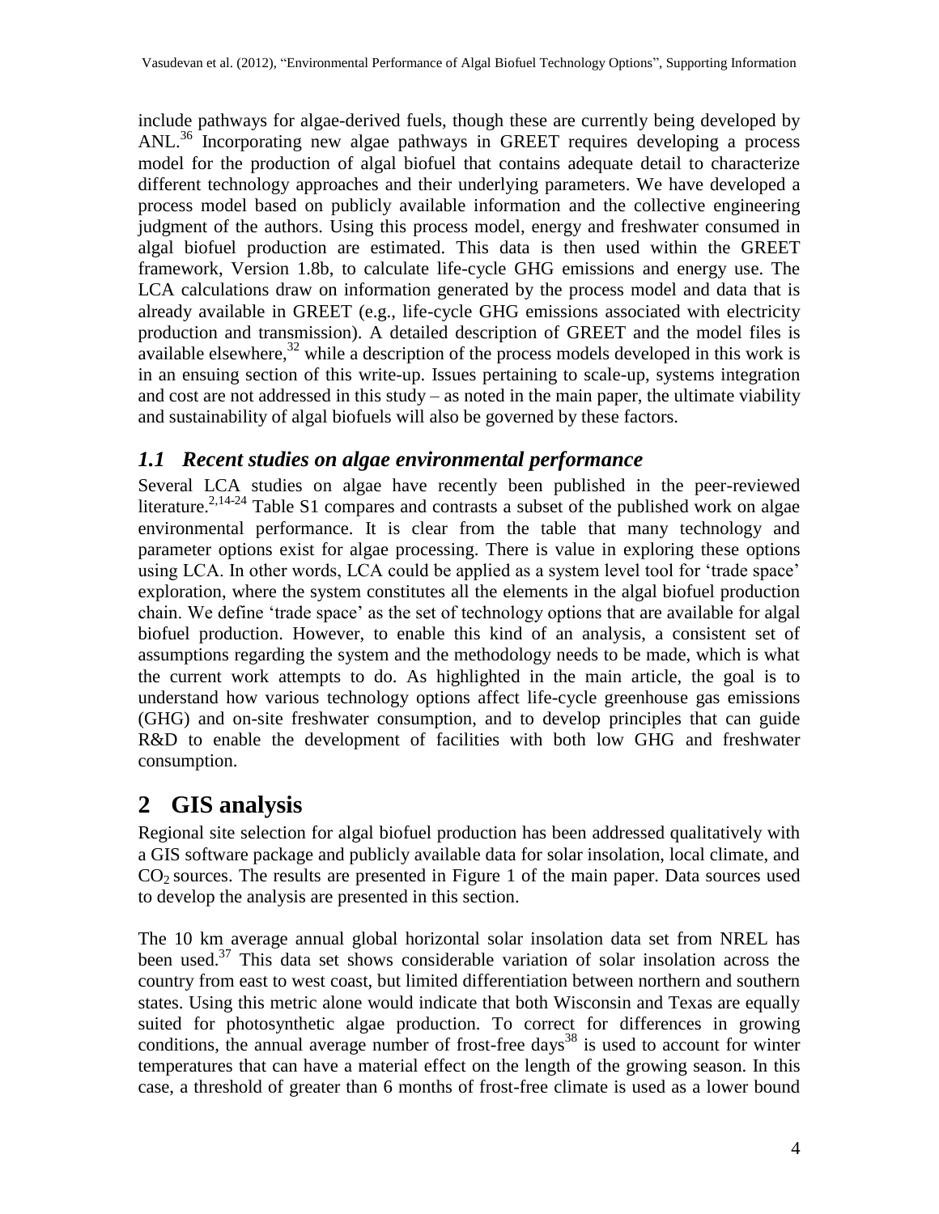include pathways for algae-derived fuels, though these are currently being developed by ANL.[36] Incorporating new algae pathways in GREET requires developing a process model for the production of algal biofuel that contains adequate detail to characterize different technology approaches and their underlying parameters. We have developed a process model based on publicly available information and the collective engineering judgment of the authors. Using this process model, energy and freshwater consumed in algal biofuel production are estimated. This data is then used within the GREET framework, Version 1.8b, to calculate life-cycle GHG emissions and energy use. The LCA calculations draw on information generated by the process model and data that is already available in GREET (e.g., life-cycle GHG emissions associated with electricity production and transmission). A detailed description of GREET and the model files is available elsewhere,[32] while a description of the process models developed in this work is in an ensuing section of this write-up. Issues pertaining to scale-up, systems integration and cost are not addressed in this study – as noted in the main paper, the ultimate viability and sustainability of algal biofuels will also be governed by these factors.

### *1.1 Recent studies on algae environmental performance*

Several LCA studies on algae have recently been published in the peer-reviewed literature.[2,14-24] Table S1 compares and contrasts a subset of the published work on algae environmental performance. It is clear from the table that many technology and parameter options exist for algae processing. There is value in exploring these options using LCA. In other words, LCA could be applied as a system level tool for 'trade space' exploration, where the system constitutes all the elements in the algal biofuel production chain. We define 'trade space' as the set of technology options that are available for algal biofuel production. However, to enable this kind of an analysis, a consistent set of assumptions regarding the system and the methodology needs to be made, which is what the current work attempts to do. As highlighted in the main article, the goal is to understand how various technology options affect life-cycle greenhouse gas emissions (GHG) and on-site freshwater consumption, and to develop principles that can guide R&D to enable the development of facilities with both low GHG and freshwater consumption.

## 2 GIS analysis

Regional site selection for algal biofuel production has been addressed qualitatively with a GIS software package and publicly available data for solar insolation, local climate, and $CO_2$ sources. The results are presented in Figure 1 of the main paper. Data sources used to develop the analysis are presented in this section.

The 10 km average annual global horizontal solar insolation data set from NREL has been used.[37] This data set shows considerable variation of solar insolation across the country from east to west coast, but limited differentiation between northern and southern states. Using this metric alone would indicate that both Wisconsin and Texas are equally suited for photosynthetic algae production. To correct for differences in growing conditions, the annual average number of frost-free days[38] is used to account for winter temperatures that can have a material effect on the length of the growing season. In this case, a threshold of greater than 6 months of frost-free climate is used as a lower bound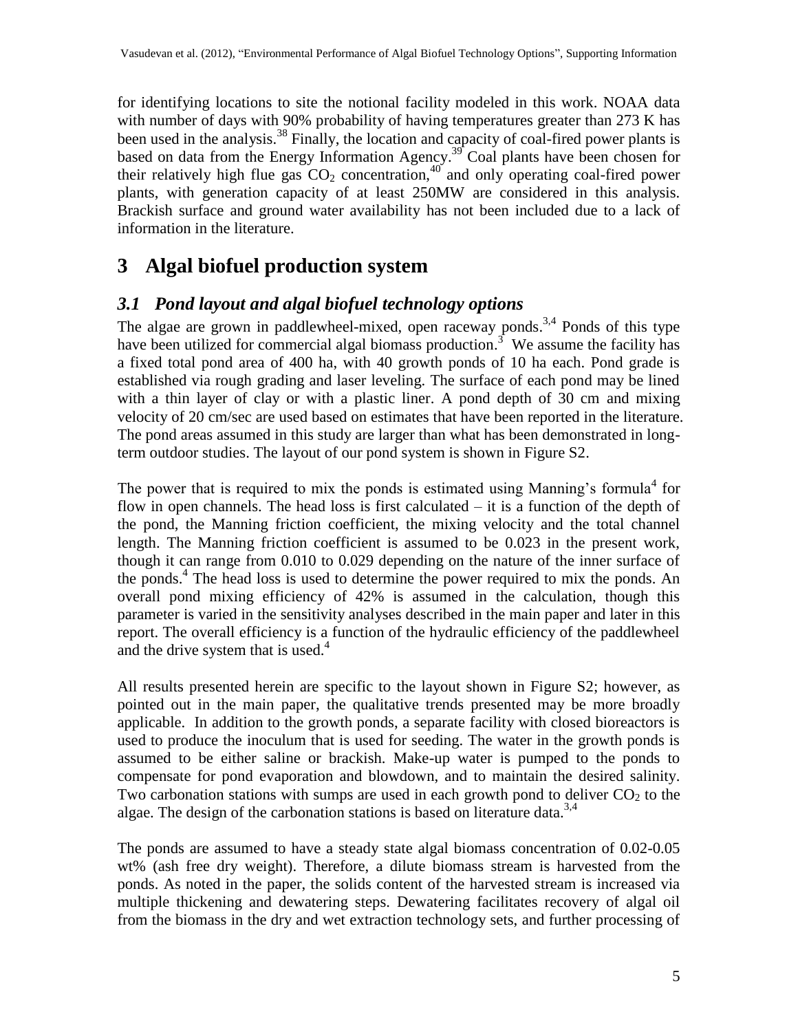for identifying locations to site the notional facility modeled in this work. NOAA data with number of days with 90% probability of having temperatures greater than 273 K has been used in the analysis.[38] Finally, the location and capacity of coal-fired power plants is based on data from the Energy Information Agency.[39] Coal plants have been chosen for their relatively high flue gas $CO_2$ concentration,[40] and only operating coal-fired power plants, with generation capacity of at least 250MW are considered in this analysis. Brackish surface and ground water availability has not been included due to a lack of information in the literature.

# 3 Algal biofuel production system

## *3.1 Pond layout and algal biofuel technology options*

The algae are grown in paddlewheel-mixed, open raceway ponds.[3,4] Ponds of this type have been utilized for commercial algal biomass production.[3] We assume the facility has a fixed total pond area of 400 ha, with 40 growth ponds of 10 ha each. Pond grade is established via rough grading and laser leveling. The surface of each pond may be lined with a thin layer of clay or with a plastic liner. A pond depth of 30 cm and mixing velocity of 20 cm/sec are used based on estimates that have been reported in the literature. The pond areas assumed in this study are larger than what has been demonstrated in long-term outdoor studies. The layout of our pond system is shown in Figure S2.

The power that is required to mix the ponds is estimated using Manning's formula[4] for flow in open channels. The head loss is first calculated – it is a function of the depth of the pond, the Manning friction coefficient, the mixing velocity and the total channel length. The Manning friction coefficient is assumed to be 0.023 in the present work, though it can range from 0.010 to 0.029 depending on the nature of the inner surface of the ponds.[4] The head loss is used to determine the power required to mix the ponds. An overall pond mixing efficiency of 42% is assumed in the calculation, though this parameter is varied in the sensitivity analyses described in the main paper and later in this report. The overall efficiency is a function of the hydraulic efficiency of the paddlewheel and the drive system that is used.[4]

All results presented herein are specific to the layout shown in Figure S2; however, as pointed out in the main paper, the qualitative trends presented may be more broadly applicable. In addition to the growth ponds, a separate facility with closed bioreactors is used to produce the inoculum that is used for seeding. The water in the growth ponds is assumed to be either saline or brackish. Make-up water is pumped to the ponds to compensate for pond evaporation and blowdown, and to maintain the desired salinity. Two carbonation stations with sumps are used in each growth pond to deliver $CO_2$ to the algae. The design of the carbonation stations is based on literature data.[3,4]

The ponds are assumed to have a steady state algal biomass concentration of 0.02-0.05 wt% (ash free dry weight). Therefore, a dilute biomass stream is harvested from the ponds. As noted in the paper, the solids content of the harvested stream is increased via multiple thickening and dewatering steps. Dewatering facilitates recovery of algal oil from the biomass in the dry and wet extraction technology sets, and further processing of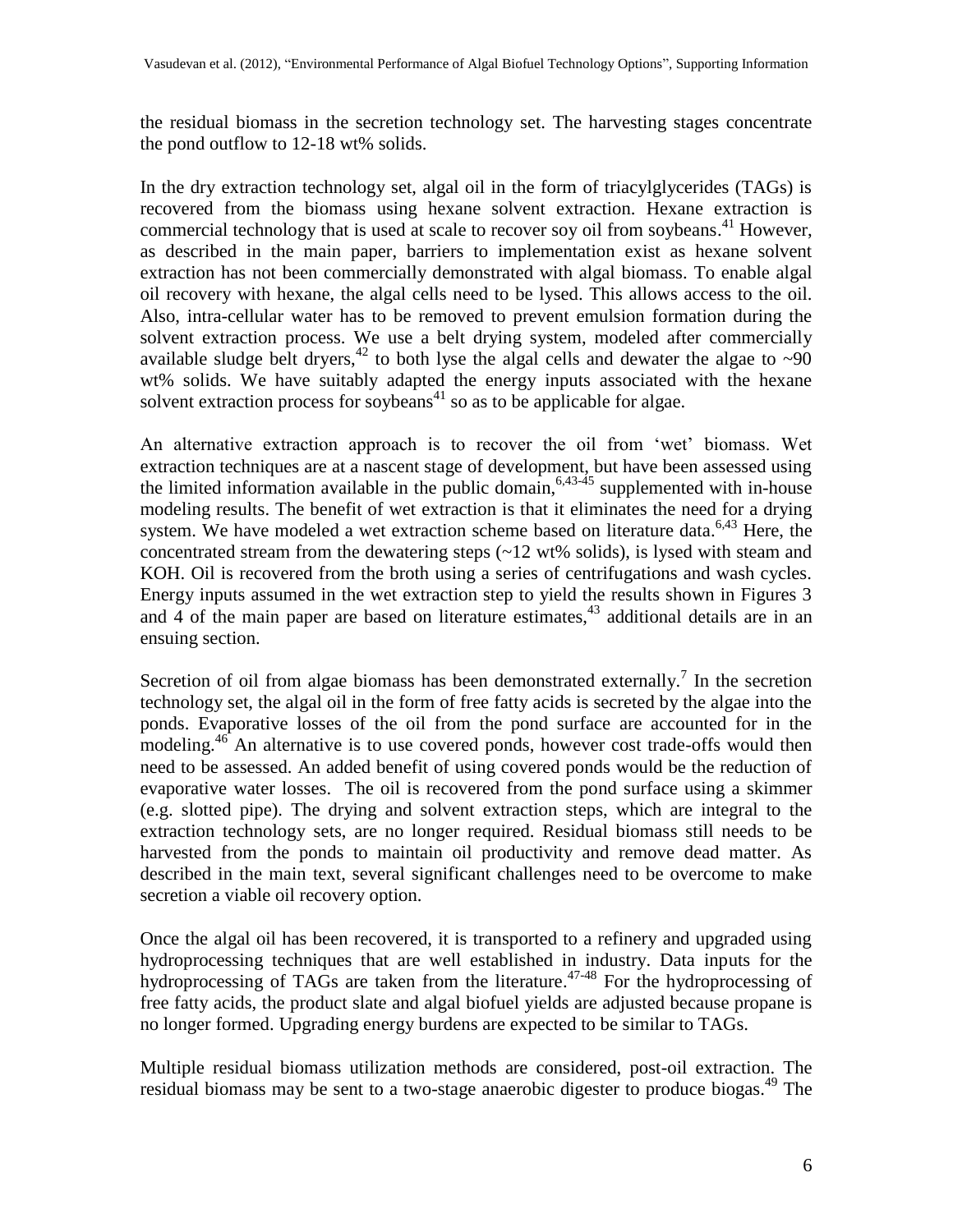the residual biomass in the secretion technology set. The harvesting stages concentrate the pond outflow to 12-18 wt% solids.

In the dry extraction technology set, algal oil in the form of triacylglycerides (TAGs) is recovered from the biomass using hexane solvent extraction. Hexane extraction is commercial technology that is used at scale to recover soy oil from soybeans.[41] However, as described in the main paper, barriers to implementation exist as hexane solvent extraction has not been commercially demonstrated with algal biomass. To enable algal oil recovery with hexane, the algal cells need to be lysed. This allows access to the oil. Also, intra-cellular water has to be removed to prevent emulsion formation during the solvent extraction process. We use a belt drying system, modeled after commercially available sludge belt dryers,[42] to both lyse the algal cells and dewater the algae to ~90 wt% solids. We have suitably adapted the energy inputs associated with the hexane solvent extraction process for soybeans[41] so as to be applicable for algae.

An alternative extraction approach is to recover the oil from 'wet' biomass. Wet extraction techniques are at a nascent stage of development, but have been assessed using the limited information available in the public domain,[6,43-45] supplemented with in-house modeling results. The benefit of wet extraction is that it eliminates the need for a drying system. We have modeled a wet extraction scheme based on literature data.[6,43] Here, the concentrated stream from the dewatering steps (~12 wt% solids), is lysed with steam and KOH. Oil is recovered from the broth using a series of centrifugations and wash cycles. Energy inputs assumed in the wet extraction step to yield the results shown in Figures 3 and 4 of the main paper are based on literature estimates,[43] additional details are in an ensuing section.

Secretion of oil from algae biomass has been demonstrated externally.[7] In the secretion technology set, the algal oil in the form of free fatty acids is secreted by the algae into the ponds. Evaporative losses of the oil from the pond surface are accounted for in the modeling.[46] An alternative is to use covered ponds, however cost trade-offs would then need to be assessed. An added benefit of using covered ponds would be the reduction of evaporative water losses. The oil is recovered from the pond surface using a skimmer (e.g. slotted pipe). The drying and solvent extraction steps, which are integral to the extraction technology sets, are no longer required. Residual biomass still needs to be harvested from the ponds to maintain oil productivity and remove dead matter. As described in the main text, several significant challenges need to be overcome to make secretion a viable oil recovery option.

Once the algal oil has been recovered, it is transported to a refinery and upgraded using hydroprocessing techniques that are well established in industry. Data inputs for the hydroprocessing of TAGs are taken from the literature.[47-48] For the hydroprocessing of free fatty acids, the product slate and algal biofuel yields are adjusted because propane is no longer formed. Upgrading energy burdens are expected to be similar to TAGs.

Multiple residual biomass utilization methods are considered, post-oil extraction. The residual biomass may be sent to a two-stage anaerobic digester to produce biogas.[49] The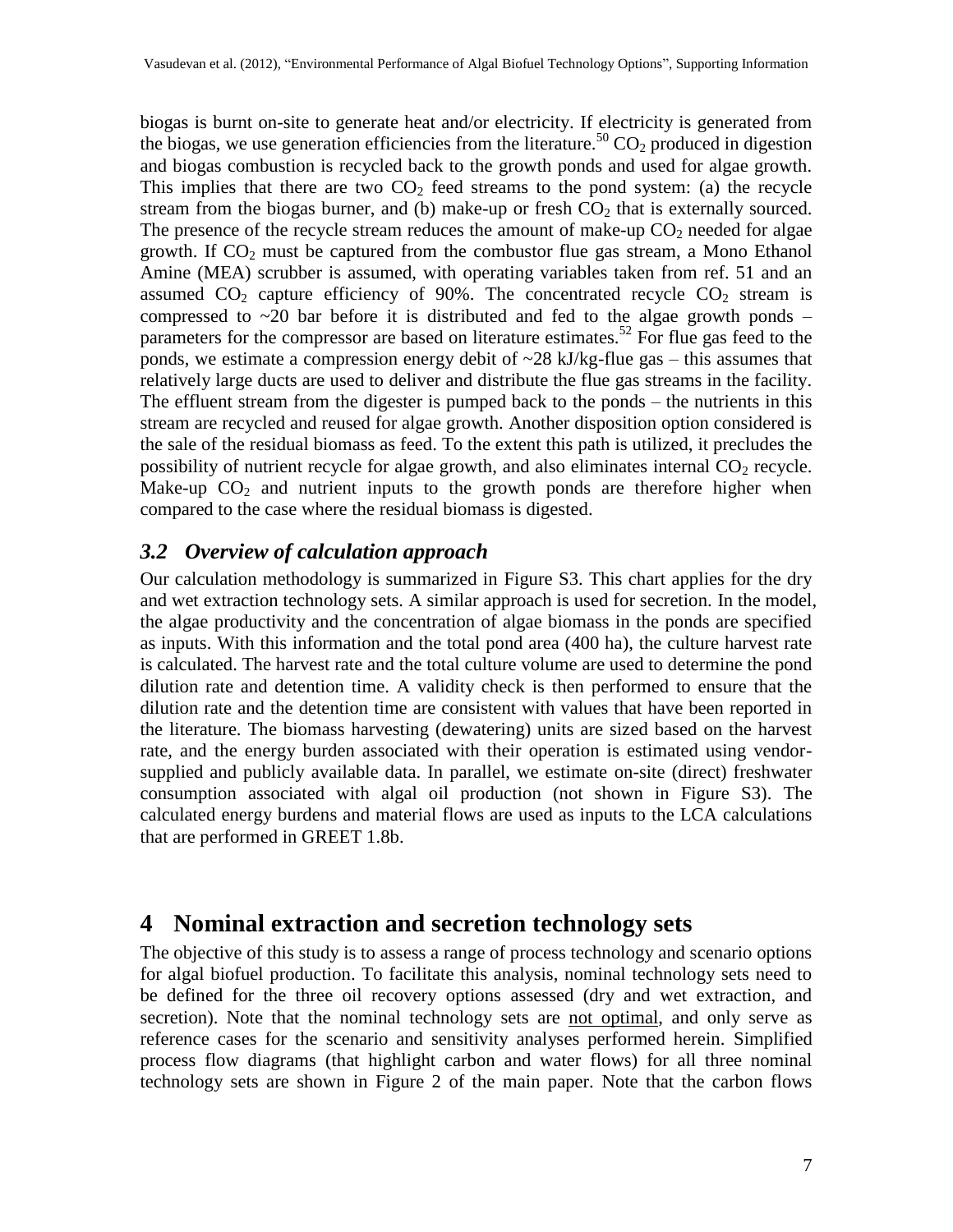biogas is burnt on-site to generate heat and/or electricity. If electricity is generated from the biogas, we use generation efficiencies from the literature.[50] $CO_2$ produced in digestion and biogas combustion is recycled back to the growth ponds and used for algae growth. This implies that there are two $CO_2$ feed streams to the pond system: (a) the recycle stream from the biogas burner, and (b) make-up or fresh $CO_2$ that is externally sourced. The presence of the recycle stream reduces the amount of make-up $CO_2$ needed for algae growth. If $CO_2$ must be captured from the combustor flue gas stream, a Mono Ethanol Amine (MEA) scrubber is assumed, with operating variables taken from ref. 51 and an assumed $CO_2$ capture efficiency of 90%. The concentrated recycle $CO_2$ stream is compressed to ~20 bar before it is distributed and fed to the algae growth ponds – parameters for the compressor are based on literature estimates.[52] For flue gas feed to the ponds, we estimate a compression energy debit of ~28 kJ/kg-flue gas – this assumes that relatively large ducts are used to deliver and distribute the flue gas streams in the facility. The effluent stream from the digester is pumped back to the ponds – the nutrients in this stream are recycled and reused for algae growth. Another disposition option considered is the sale of the residual biomass as feed. To the extent this path is utilized, it precludes the possibility of nutrient recycle for algae growth, and also eliminates internal $CO_2$ recycle. Make-up $CO_2$ and nutrient inputs to the growth ponds are therefore higher when compared to the case where the residual biomass is digested.

## *3.2 Overview of calculation approach*

Our calculation methodology is summarized in Figure S3. This chart applies for the dry and wet extraction technology sets. A similar approach is used for secretion. In the model, the algae productivity and the concentration of algae biomass in the ponds are specified as inputs. With this information and the total pond area (400 ha), the culture harvest rate is calculated. The harvest rate and the total culture volume are used to determine the pond dilution rate and detention time. A validity check is then performed to ensure that the dilution rate and the detention time are consistent with values that have been reported in the literature. The biomass harvesting (dewatering) units are sized based on the harvest rate, and the energy burden associated with their operation is estimated using vendor-supplied and publicly available data. In parallel, we estimate on-site (direct) freshwater consumption associated with algal oil production (not shown in Figure S3). The calculated energy burdens and material flows are used as inputs to the LCA calculations that are performed in GREET 1.8b.

# 4 Nominal extraction and secretion technology sets

The objective of this study is to assess a range of process technology and scenario options for algal biofuel production. To facilitate this analysis, nominal technology sets need to be defined for the three oil recovery options assessed (dry and wet extraction, and secretion). Note that the nominal technology sets are not optimal, and only serve as reference cases for the scenario and sensitivity analyses performed herein. Simplified process flow diagrams (that highlight carbon and water flows) for all three nominal technology sets are shown in Figure 2 of the main paper. Note that the carbon flows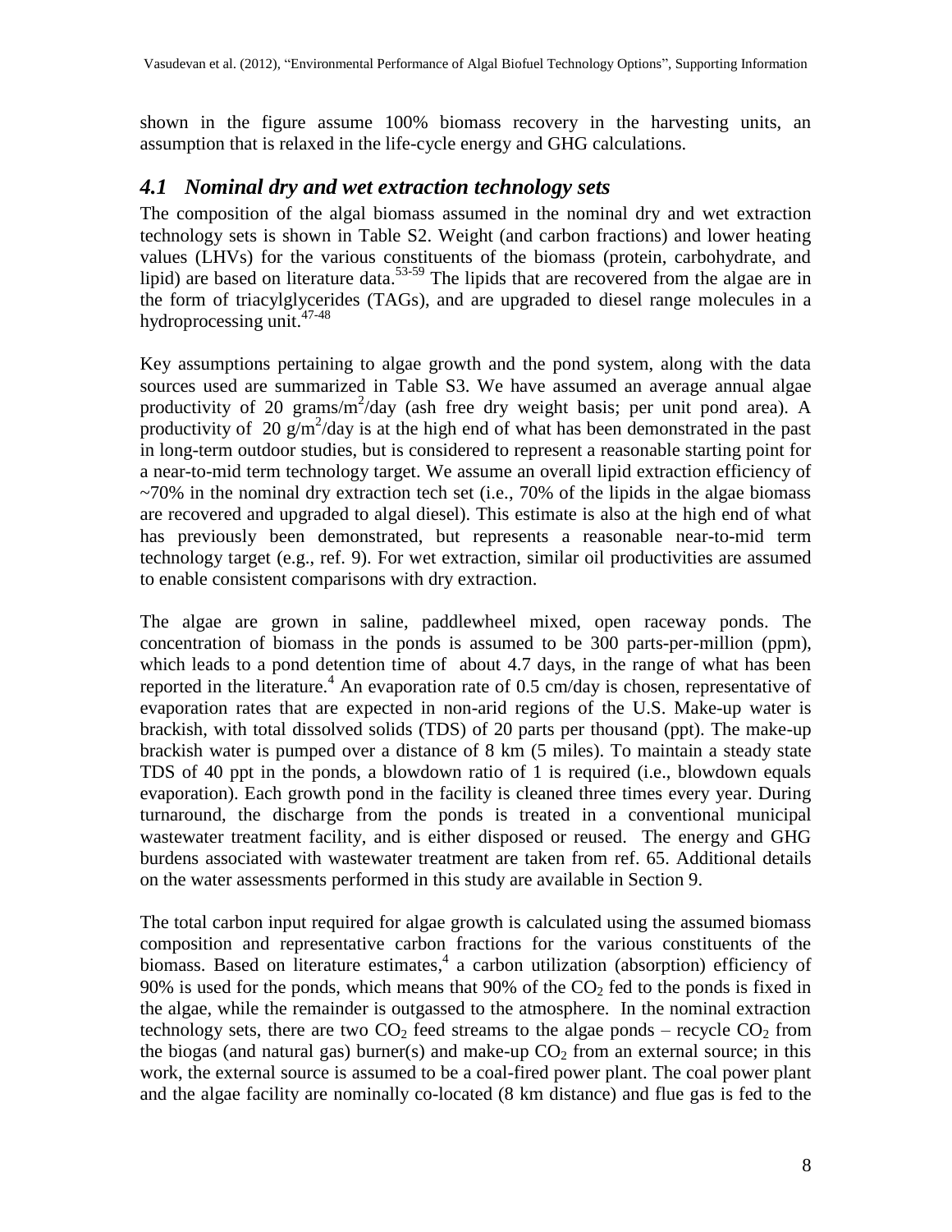shown in the figure assume 100% biomass recovery in the harvesting units, an assumption that is relaxed in the life-cycle energy and GHG calculations.

## *4.1 Nominal dry and wet extraction technology sets*

The composition of the algal biomass assumed in the nominal dry and wet extraction technology sets is shown in Table S2. Weight (and carbon fractions) and lower heating values (LHVs) for the various constituents of the biomass (protein, carbohydrate, and lipid) are based on literature data.[53-59] The lipids that are recovered from the algae are in the form of triacylglycerides (TAGs), and are upgraded to diesel range molecules in a hydroprocessing unit.[47-48]

Key assumptions pertaining to algae growth and the pond system, along with the data sources used are summarized in Table S3. We have assumed an average annual algae productivity of 20 grams/m$^2$/day (ash free dry weight basis; per unit pond area). A productivity of 20 g/m$^2$/day is at the high end of what has been demonstrated in the past in long-term outdoor studies, but is considered to represent a reasonable starting point for a near-to-mid term technology target. We assume an overall lipid extraction efficiency of ~70% in the nominal dry extraction tech set (i.e., 70% of the lipids in the algae biomass are recovered and upgraded to algal diesel). This estimate is also at the high end of what has previously been demonstrated, but represents a reasonable near-to-mid term technology target (e.g., ref. 9). For wet extraction, similar oil productivities are assumed to enable consistent comparisons with dry extraction.

The algae are grown in saline, paddlewheel mixed, open raceway ponds. The concentration of biomass in the ponds is assumed to be 300 parts-per-million (ppm), which leads to a pond detention time of about 4.7 days, in the range of what has been reported in the literature.[4] An evaporation rate of 0.5 cm/day is chosen, representative of evaporation rates that are expected in non-arid regions of the U.S. Make-up water is brackish, with total dissolved solids (TDS) of 20 parts per thousand (ppt). The make-up brackish water is pumped over a distance of 8 km (5 miles). To maintain a steady state TDS of 40 ppt in the ponds, a blowdown ratio of 1 is required (i.e., blowdown equals evaporation). Each growth pond in the facility is cleaned three times every year. During turnaround, the discharge from the ponds is treated in a conventional municipal wastewater treatment facility, and is either disposed or reused. The energy and GHG burdens associated with wastewater treatment are taken from ref. 65. Additional details on the water assessments performed in this study are available in Section 9.

The total carbon input required for algae growth is calculated using the assumed biomass composition and representative carbon fractions for the various constituents of the biomass. Based on literature estimates,[4] a carbon utilization (absorption) efficiency of 90% is used for the ponds, which means that 90% of the $CO_2$ fed to the ponds is fixed in the algae, while the remainder is outgassed to the atmosphere. In the nominal extraction technology sets, there are two $CO_2$ feed streams to the algae ponds – recycle $CO_2$ from the biogas (and natural gas) burner(s) and make-up $CO_2$ from an external source; in this work, the external source is assumed to be a coal-fired power plant. The coal power plant and the algae facility are nominally co-located (8 km distance) and flue gas is fed to the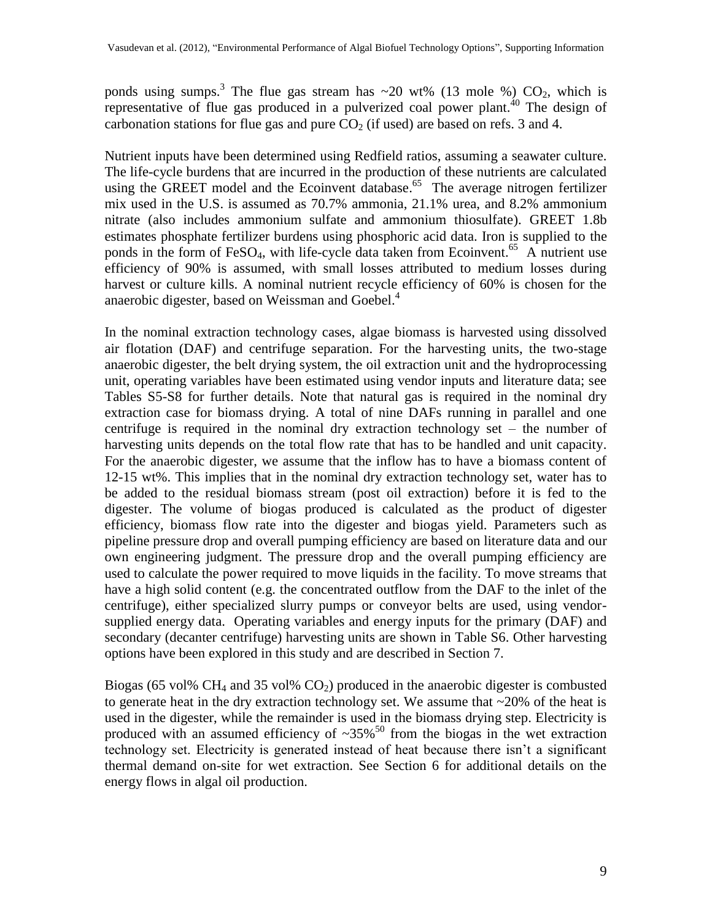ponds using sumps.[3] The flue gas stream has ~20 wt% (13 mole %) $CO_2$, which is representative of flue gas produced in a pulverized coal power plant.[40] The design of carbonation stations for flue gas and pure $CO_2$ (if used) are based on refs. 3 and 4.

Nutrient inputs have been determined using Redfield ratios, assuming a seawater culture. The life-cycle burdens that are incurred in the production of these nutrients are calculated using the GREET model and the Ecoinvent database.[65] The average nitrogen fertilizer mix used in the U.S. is assumed as 70.7% ammonia, 21.1% urea, and 8.2% ammonium nitrate (also includes ammonium sulfate and ammonium thiosulfate). GREET 1.8b estimates phosphate fertilizer burdens using phosphoric acid data. Iron is supplied to the ponds in the form of $FeSO_4$, with life-cycle data taken from Ecoinvent.[65] A nutrient use efficiency of 90% is assumed, with small losses attributed to medium losses during harvest or culture kills. A nominal nutrient recycle efficiency of 60% is chosen for the anaerobic digester, based on Weissman and Goebel.[4]

In the nominal extraction technology cases, algae biomass is harvested using dissolved air flotation (DAF) and centrifuge separation. For the harvesting units, the two-stage anaerobic digester, the belt drying system, the oil extraction unit and the hydroprocessing unit, operating variables have been estimated using vendor inputs and literature data; see Tables S5-S8 for further details. Note that natural gas is required in the nominal dry extraction case for biomass drying. A total of nine DAFs running in parallel and one centrifuge is required in the nominal dry extraction technology set – the number of harvesting units depends on the total flow rate that has to be handled and unit capacity. For the anaerobic digester, we assume that the inflow has to have a biomass content of 12-15 wt%. This implies that in the nominal dry extraction technology set, water has to be added to the residual biomass stream (post oil extraction) before it is fed to the digester. The volume of biogas produced is calculated as the product of digester efficiency, biomass flow rate into the digester and biogas yield. Parameters such as pipeline pressure drop and overall pumping efficiency are based on literature data and our own engineering judgment. The pressure drop and the overall pumping efficiency are used to calculate the power required to move liquids in the facility. To move streams that have a high solid content (e.g. the concentrated outflow from the DAF to the inlet of the centrifuge), either specialized slurry pumps or conveyor belts are used, using vendor-supplied energy data. Operating variables and energy inputs for the primary (DAF) and secondary (decanter centrifuge) harvesting units are shown in Table S6. Other harvesting options have been explored in this study and are described in Section 7.

Biogas (65 vol% $CH_4$ and 35 vol% $CO_2$) produced in the anaerobic digester is combusted to generate heat in the dry extraction technology set. We assume that ~20% of the heat is used in the digester, while the remainder is used in the biomass drying step. Electricity is produced with an assumed efficiency of ~35%[50] from the biogas in the wet extraction technology set. Electricity is generated instead of heat because there isn't a significant thermal demand on-site for wet extraction. See Section 6 for additional details on the energy flows in algal oil production.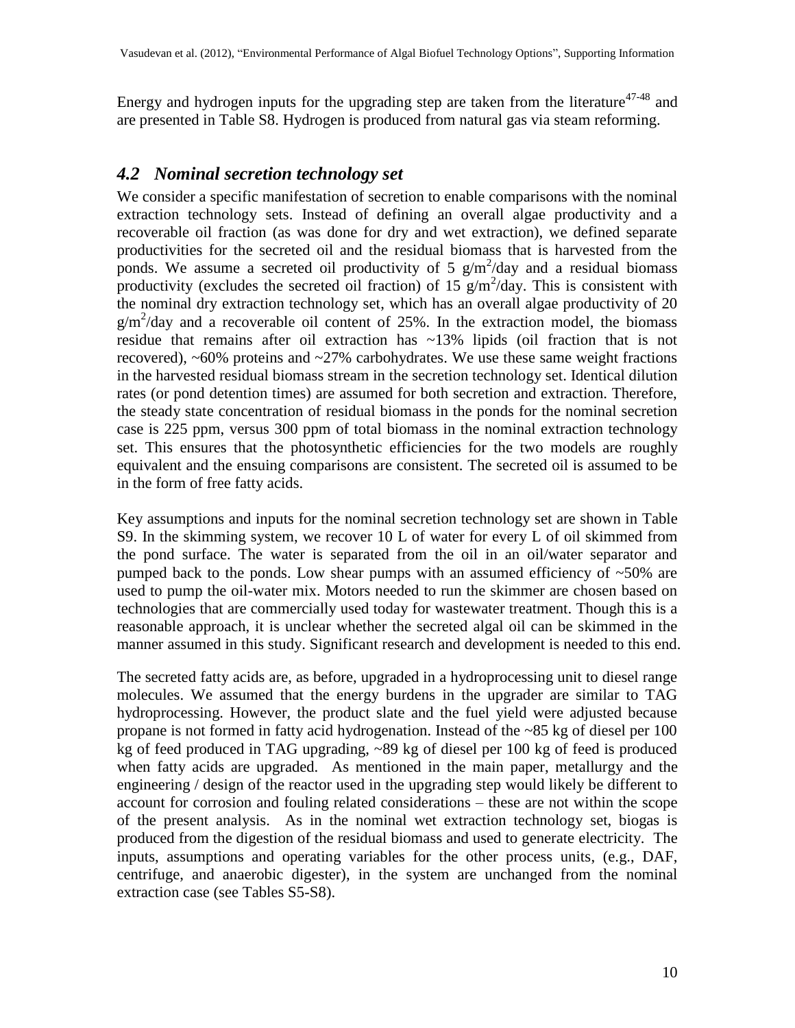Energy and hydrogen inputs for the upgrading step are taken from the literature[47-48] and are presented in Table S8. Hydrogen is produced from natural gas via steam reforming.

## *4.2 Nominal secretion technology set*

We consider a specific manifestation of secretion to enable comparisons with the nominal extraction technology sets. Instead of defining an overall algae productivity and a recoverable oil fraction (as was done for dry and wet extraction), we defined separate productivities for the secreted oil and the residual biomass that is harvested from the ponds. We assume a secreted oil productivity of 5 $g/m^2/day$ and a residual biomass productivity (excludes the secreted oil fraction) of 15 $g/m^2/day$. This is consistent with the nominal dry extraction technology set, which has an overall algae productivity of 20 $g/m^2/day$ and a recoverable oil content of 25%. In the extraction model, the biomass residue that remains after oil extraction has ~13% lipids (oil fraction that is not recovered), ~60% proteins and ~27% carbohydrates. We use these same weight fractions in the harvested residual biomass stream in the secretion technology set. Identical dilution rates (or pond detention times) are assumed for both secretion and extraction. Therefore, the steady state concentration of residual biomass in the ponds for the nominal secretion case is 225 ppm, versus 300 ppm of total biomass in the nominal extraction technology set. This ensures that the photosynthetic efficiencies for the two models are roughly equivalent and the ensuing comparisons are consistent. The secreted oil is assumed to be in the form of free fatty acids.

Key assumptions and inputs for the nominal secretion technology set are shown in Table S9. In the skimming system, we recover 10 L of water for every L of oil skimmed from the pond surface. The water is separated from the oil in an oil/water separator and pumped back to the ponds. Low shear pumps with an assumed efficiency of ~50% are used to pump the oil-water mix. Motors needed to run the skimmer are chosen based on technologies that are commercially used today for wastewater treatment. Though this is a reasonable approach, it is unclear whether the secreted algal oil can be skimmed in the manner assumed in this study. Significant research and development is needed to this end.

The secreted fatty acids are, as before, upgraded in a hydroprocessing unit to diesel range molecules. We assumed that the energy burdens in the upgrader are similar to TAG hydroprocessing. However, the product slate and the fuel yield were adjusted because propane is not formed in fatty acid hydrogenation. Instead of the ~85 kg of diesel per 100 kg of feed produced in TAG upgrading, ~89 kg of diesel per 100 kg of feed is produced when fatty acids are upgraded. As mentioned in the main paper, metallurgy and the engineering / design of the reactor used in the upgrading step would likely be different to account for corrosion and fouling related considerations – these are not within the scope of the present analysis. As in the nominal wet extraction technology set, biogas is produced from the digestion of the residual biomass and used to generate electricity. The inputs, assumptions and operating variables for the other process units, (e.g., DAF, centrifuge, and anaerobic digester), in the system are unchanged from the nominal extraction case (see Tables S5-S8).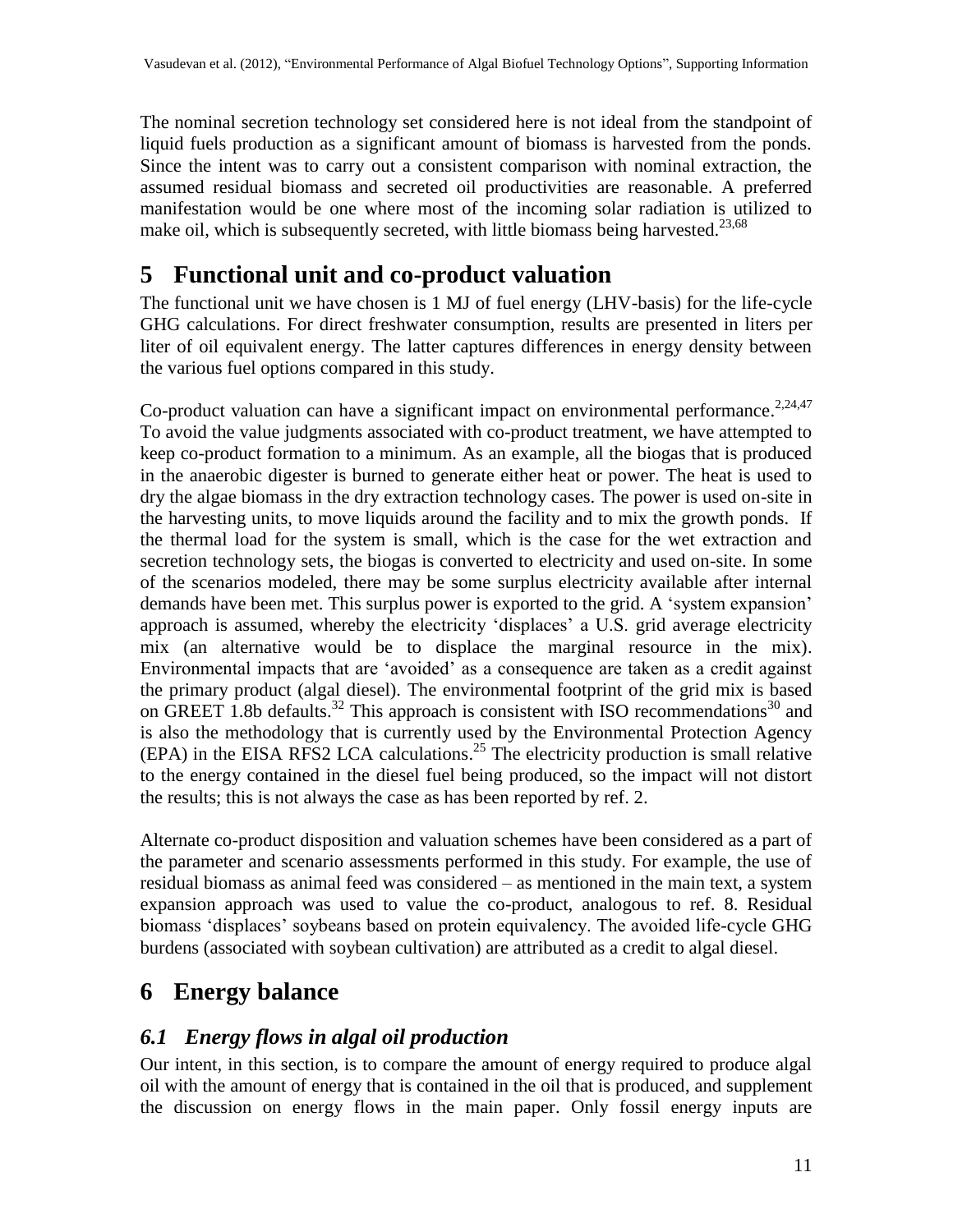The nominal secretion technology set considered here is not ideal from the standpoint of liquid fuels production as a significant amount of biomass is harvested from the ponds. Since the intent was to carry out a consistent comparison with nominal extraction, the assumed residual biomass and secreted oil productivities are reasonable. A preferred manifestation would be one where most of the incoming solar radiation is utilized to make oil, which is subsequently secreted, with little biomass being harvested.[23,68]

# 5 Functional unit and co-product valuation

The functional unit we have chosen is 1 MJ of fuel energy (LHV-basis) for the life-cycle GHG calculations. For direct freshwater consumption, results are presented in liters per liter of oil equivalent energy. The latter captures differences in energy density between the various fuel options compared in this study.

Co-product valuation can have a significant impact on environmental performance.[2,24,47] To avoid the value judgments associated with co-product treatment, we have attempted to keep co-product formation to a minimum. As an example, all the biogas that is produced in the anaerobic digester is burned to generate either heat or power. The heat is used to dry the algae biomass in the dry extraction technology cases. The power is used on-site in the harvesting units, to move liquids around the facility and to mix the growth ponds. If the thermal load for the system is small, which is the case for the wet extraction and secretion technology sets, the biogas is converted to electricity and used on-site. In some of the scenarios modeled, there may be some surplus electricity available after internal demands have been met. This surplus power is exported to the grid. A 'system expansion' approach is assumed, whereby the electricity 'displaces' a U.S. grid average electricity mix (an alternative would be to displace the marginal resource in the mix). Environmental impacts that are 'avoided' as a consequence are taken as a credit against the primary product (algal diesel). The environmental footprint of the grid mix is based on GREET 1.8b defaults.[32] This approach is consistent with ISO recommendations[30] and is also the methodology that is currently used by the Environmental Protection Agency (EPA) in the EISA RFS2 LCA calculations.[25] The electricity production is small relative to the energy contained in the diesel fuel being produced, so the impact will not distort the results; this is not always the case as has been reported by ref. 2.

Alternate co-product disposition and valuation schemes have been considered as a part of the parameter and scenario assessments performed in this study. For example, the use of residual biomass as animal feed was considered – as mentioned in the main text, a system expansion approach was used to value the co-product, analogous to ref. 8. Residual biomass 'displaces' soybeans based on protein equivalency. The avoided life-cycle GHG burdens (associated with soybean cultivation) are attributed as a credit to algal diesel.

# 6 Energy balance

## *6.1 Energy flows in algal oil production*

Our intent, in this section, is to compare the amount of energy required to produce algal oil with the amount of energy that is contained in the oil that is produced, and supplement the discussion on energy flows in the main paper. Only fossil energy inputs are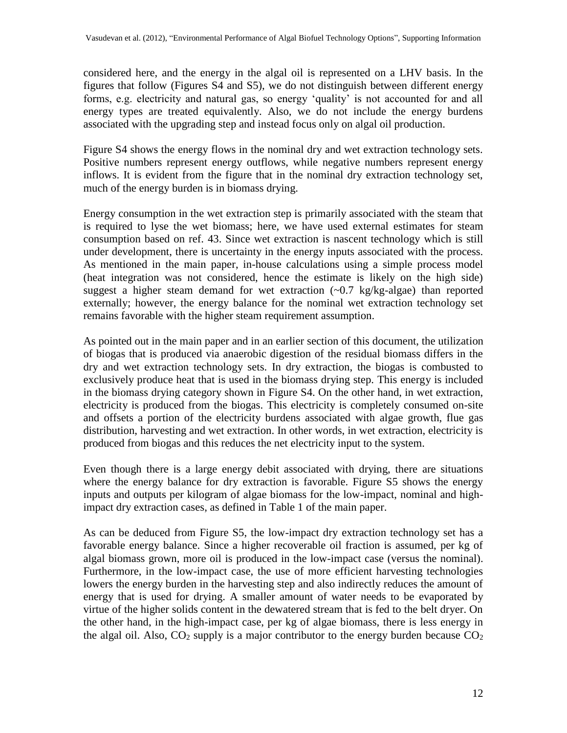considered here, and the energy in the algal oil is represented on a LHV basis. In the figures that follow (Figures S4 and S5), we do not distinguish between different energy forms, e.g. electricity and natural gas, so energy 'quality' is not accounted for and all energy types are treated equivalently. Also, we do not include the energy burdens associated with the upgrading step and instead focus only on algal oil production.

Figure S4 shows the energy flows in the nominal dry and wet extraction technology sets. Positive numbers represent energy outflows, while negative numbers represent energy inflows. It is evident from the figure that in the nominal dry extraction technology set, much of the energy burden is in biomass drying.

Energy consumption in the wet extraction step is primarily associated with the steam that is required to lyse the wet biomass; here, we have used external estimates for steam consumption based on ref. 43. Since wet extraction is nascent technology which is still under development, there is uncertainty in the energy inputs associated with the process. As mentioned in the main paper, in-house calculations using a simple process model (heat integration was not considered, hence the estimate is likely on the high side) suggest a higher steam demand for wet extraction (~0.7 kg/kg-algae) than reported externally; however, the energy balance for the nominal wet extraction technology set remains favorable with the higher steam requirement assumption.

As pointed out in the main paper and in an earlier section of this document, the utilization of biogas that is produced via anaerobic digestion of the residual biomass differs in the dry and wet extraction technology sets. In dry extraction, the biogas is combusted to exclusively produce heat that is used in the biomass drying step. This energy is included in the biomass drying category shown in Figure S4. On the other hand, in wet extraction, electricity is produced from the biogas. This electricity is completely consumed on-site and offsets a portion of the electricity burdens associated with algae growth, flue gas distribution, harvesting and wet extraction. In other words, in wet extraction, electricity is produced from biogas and this reduces the net electricity input to the system.

Even though there is a large energy debit associated with drying, there are situations where the energy balance for dry extraction is favorable. Figure S5 shows the energy inputs and outputs per kilogram of algae biomass for the low-impact, nominal and high-impact dry extraction cases, as defined in Table 1 of the main paper.

As can be deduced from Figure S5, the low-impact dry extraction technology set has a favorable energy balance. Since a higher recoverable oil fraction is assumed, per kg of algal biomass grown, more oil is produced in the low-impact case (versus the nominal). Furthermore, in the low-impact case, the use of more efficient harvesting technologies lowers the energy burden in the harvesting step and also indirectly reduces the amount of energy that is used for drying. A smaller amount of water needs to be evaporated by virtue of the higher solids content in the dewatered stream that is fed to the belt dryer. On the other hand, in the high-impact case, per kg of algae biomass, there is less energy in the algal oil. Also, $CO_2$ supply is a major contributor to the energy burden because $CO_2$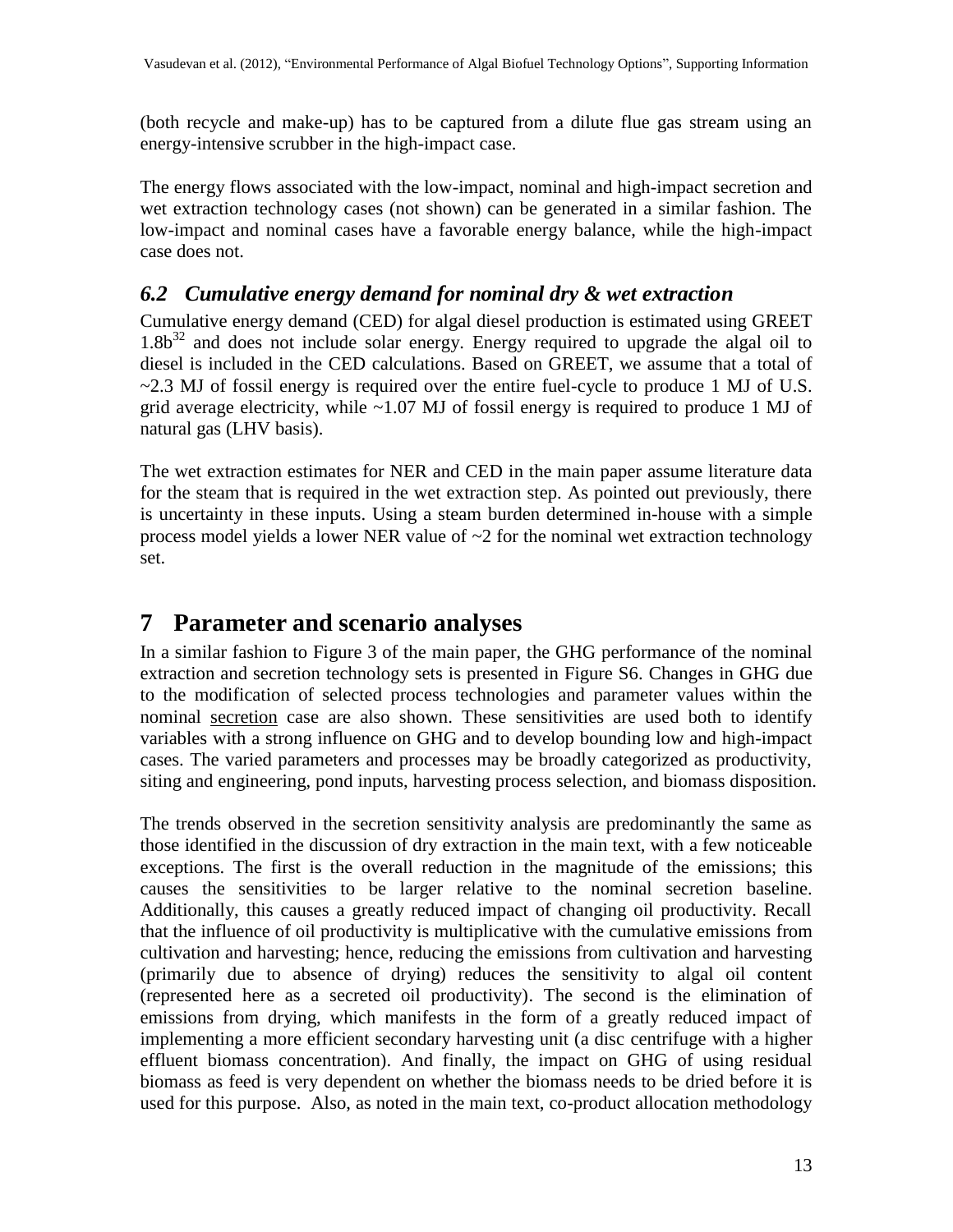(both recycle and make-up) has to be captured from a dilute flue gas stream using an energy-intensive scrubber in the high-impact case.

The energy flows associated with the low-impact, nominal and high-impact secretion and wet extraction technology cases (not shown) can be generated in a similar fashion. The low-impact and nominal cases have a favorable energy balance, while the high-impact case does not.

### *6.2 Cumulative energy demand for nominal dry & wet extraction*

Cumulative energy demand (CED) for algal diesel production is estimated using GREET 1.8b[32] and does not include solar energy. Energy required to upgrade the algal oil to diesel is included in the CED calculations. Based on GREET, we assume that a total of ~2.3 MJ of fossil energy is required over the entire fuel-cycle to produce 1 MJ of U.S. grid average electricity, while ~1.07 MJ of fossil energy is required to produce 1 MJ of natural gas (LHV basis).

The wet extraction estimates for NER and CED in the main paper assume literature data for the steam that is required in the wet extraction step. As pointed out previously, there is uncertainty in these inputs. Using a steam burden determined in-house with a simple process model yields a lower NER value of ~2 for the nominal wet extraction technology set.

## 7 Parameter and scenario analyses

In a similar fashion to Figure 3 of the main paper, the GHG performance of the nominal extraction and secretion technology sets is presented in Figure S6. Changes in GHG due to the modification of selected process technologies and parameter values within the nominal secretion case are also shown. These sensitivities are used both to identify variables with a strong influence on GHG and to develop bounding low and high-impact cases. The varied parameters and processes may be broadly categorized as productivity, siting and engineering, pond inputs, harvesting process selection, and biomass disposition.

The trends observed in the secretion sensitivity analysis are predominantly the same as those identified in the discussion of dry extraction in the main text, with a few noticeable exceptions. The first is the overall reduction in the magnitude of the emissions; this causes the sensitivities to be larger relative to the nominal secretion baseline. Additionally, this causes a greatly reduced impact of changing oil productivity. Recall that the influence of oil productivity is multiplicative with the cumulative emissions from cultivation and harvesting; hence, reducing the emissions from cultivation and harvesting (primarily due to absence of drying) reduces the sensitivity to algal oil content (represented here as a secreted oil productivity). The second is the elimination of emissions from drying, which manifests in the form of a greatly reduced impact of implementing a more efficient secondary harvesting unit (a disc centrifuge with a higher effluent biomass concentration). And finally, the impact on GHG of using residual biomass as feed is very dependent on whether the biomass needs to be dried before it is used for this purpose. Also, as noted in the main text, co-product allocation methodology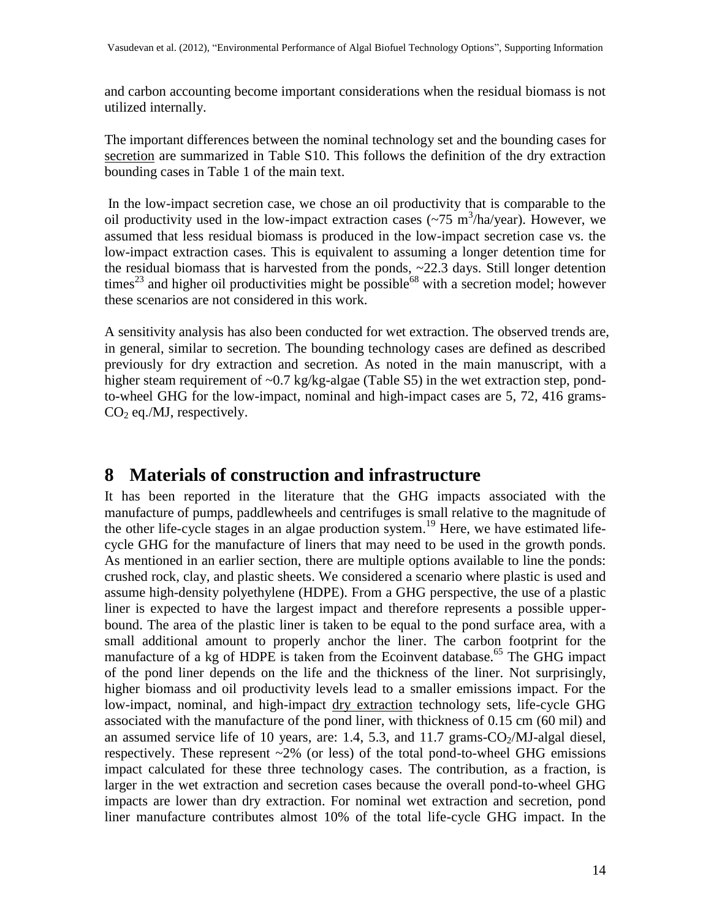and carbon accounting become important considerations when the residual biomass is not utilized internally.

The important differences between the nominal technology set and the bounding cases for secretion are summarized in Table S10. This follows the definition of the dry extraction bounding cases in Table 1 of the main text.

In the low-impact secretion case, we chose an oil productivity that is comparable to the oil productivity used in the low-impact extraction cases (~75 $m^3$/ha/year). However, we assumed that less residual biomass is produced in the low-impact secretion case vs. the low-impact extraction cases. This is equivalent to assuming a longer detention time for the residual biomass that is harvested from the ponds, ~22.3 days. Still longer detention times[23] and higher oil productivities might be possible[68] with a secretion model; however these scenarios are not considered in this work.

A sensitivity analysis has also been conducted for wet extraction. The observed trends are, in general, similar to secretion. The bounding technology cases are defined as described previously for dry extraction and secretion. As noted in the main manuscript, with a higher steam requirement of ~0.7 kg/kg-algae (Table S5) in the wet extraction step, pond-to-wheel GHG for the low-impact, nominal and high-impact cases are 5, 72, 416 grams-$CO_2$ eq./MJ, respectively.

# 8 Materials of construction and infrastructure

It has been reported in the literature that the GHG impacts associated with the manufacture of pumps, paddlewheels and centrifuges is small relative to the magnitude of the other life-cycle stages in an algae production system.[19] Here, we have estimated life-cycle GHG for the manufacture of liners that may need to be used in the growth ponds. As mentioned in an earlier section, there are multiple options available to line the ponds: crushed rock, clay, and plastic sheets. We considered a scenario where plastic is used and assume high-density polyethylene (HDPE). From a GHG perspective, the use of a plastic liner is expected to have the largest impact and therefore represents a possible upper-bound. The area of the plastic liner is taken to be equal to the pond surface area, with a small additional amount to properly anchor the liner. The carbon footprint for the manufacture of a kg of HDPE is taken from the Ecoinvent database.[65] The GHG impact of the pond liner depends on the life and the thickness of the liner. Not surprisingly, higher biomass and oil productivity levels lead to a smaller emissions impact. For the low-impact, nominal, and high-impact dry extraction technology sets, life-cycle GHG associated with the manufacture of the pond liner, with thickness of 0.15 cm (60 mil) and an assumed service life of 10 years, are: 1.4, 5.3, and 11.7 grams-$CO_2$/MJ-algal diesel, respectively. These represent ~2% (or less) of the total pond-to-wheel GHG emissions impact calculated for these three technology cases. The contribution, as a fraction, is larger in the wet extraction and secretion cases because the overall pond-to-wheel GHG impacts are lower than dry extraction. For nominal wet extraction and secretion, pond liner manufacture contributes almost 10% of the total life-cycle GHG impact. In the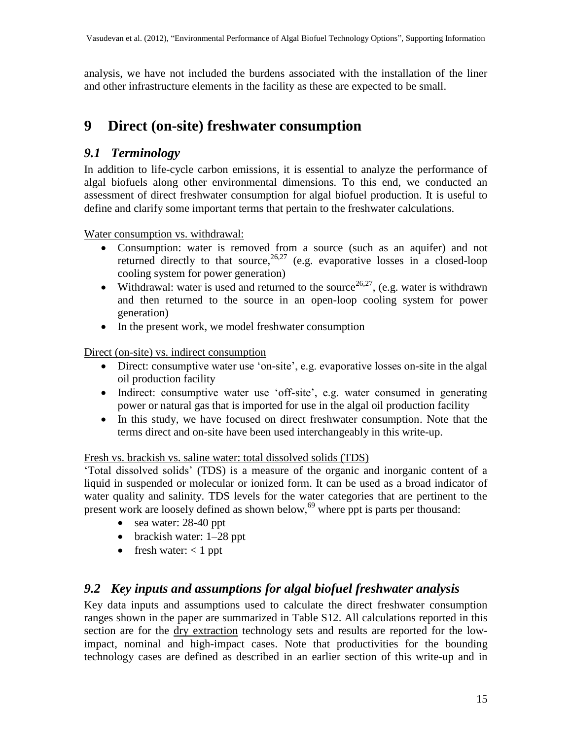analysis, we have not included the burdens associated with the installation of the liner and other infrastructure elements in the facility as these are expected to be small.

# 9 Direct (on-site) freshwater consumption

## 9.1 Terminology

In addition to life-cycle carbon emissions, it is essential to analyze the performance of algal biofuels along other environmental dimensions. To this end, we conducted an assessment of direct freshwater consumption for algal biofuel production. It is useful to define and clarify some important terms that pertain to the freshwater calculations.

Water consumption vs. withdrawal:

- Consumption: water is removed from a source (such as an aquifer) and not returned directly to that source,[26,27] (e.g. evaporative losses in a closed-loop cooling system for power generation)
- Withdrawal: water is used and returned to the source[26,27], (e.g. water is withdrawn and then returned to the source in an open-loop cooling system for power generation)
- In the present work, we model freshwater consumption

Direct (on-site) vs. indirect consumption

- Direct: consumptive water use 'on-site', e.g. evaporative losses on-site in the algal oil production facility
- Indirect: consumptive water use 'off-site', e.g. water consumed in generating power or natural gas that is imported for use in the algal oil production facility
- In this study, we have focused on direct freshwater consumption. Note that the terms direct and on-site have been used interchangeably in this write-up.

Fresh vs. brackish vs. saline water: total dissolved solids (TDS)

'Total dissolved solids' (TDS) is a measure of the organic and inorganic content of a liquid in suspended or molecular or ionized form. It can be used as a broad indicator of water quality and salinity. TDS levels for the water categories that are pertinent to the present work are loosely defined as shown below,[69] where ppt is parts per thousand:

- sea water: 28-40 ppt
- brackish water: 1–28 ppt
- fresh water: < 1 ppt

## 9.2 Key inputs and assumptions for algal biofuel freshwater analysis

Key data inputs and assumptions used to calculate the direct freshwater consumption ranges shown in the paper are summarized in Table S12. All calculations reported in this section are for the dry extraction technology sets and results are reported for the low-impact, nominal and high-impact cases. Note that productivities for the bounding technology cases are defined as described in an earlier section of this write-up and in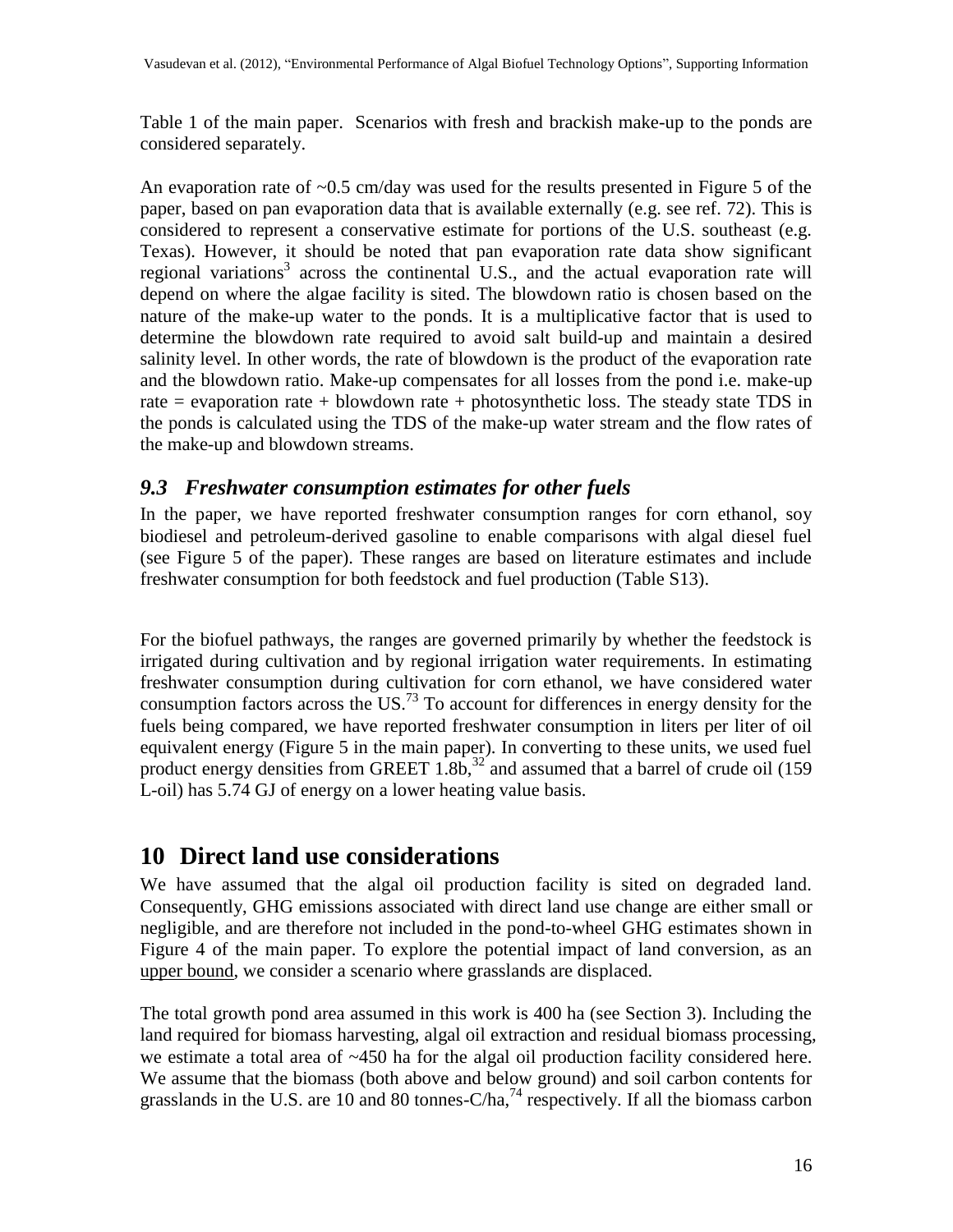Table 1 of the main paper. Scenarios with fresh and brackish make-up to the ponds are considered separately.

An evaporation rate of ~0.5 cm/day was used for the results presented in Figure 5 of the paper, based on pan evaporation data that is available externally (e.g. see ref. 72). This is considered to represent a conservative estimate for portions of the U.S. southeast (e.g. Texas). However, it should be noted that pan evaporation rate data show significant regional variations[3] across the continental U.S., and the actual evaporation rate will depend on where the algae facility is sited. The blowdown ratio is chosen based on the nature of the make-up water to the ponds. It is a multiplicative factor that is used to determine the blowdown rate required to avoid salt build-up and maintain a desired salinity level. In other words, the rate of blowdown is the product of the evaporation rate and the blowdown ratio. Make-up compensates for all losses from the pond i.e. make-up rate = evaporation rate + blowdown rate + photosynthetic loss. The steady state TDS in the ponds is calculated using the TDS of the make-up water stream and the flow rates of the make-up and blowdown streams.

### *9.3 Freshwater consumption estimates for other fuels*

In the paper, we have reported freshwater consumption ranges for corn ethanol, soy biodiesel and petroleum-derived gasoline to enable comparisons with algal diesel fuel (see Figure 5 of the paper). These ranges are based on literature estimates and include freshwater consumption for both feedstock and fuel production (Table S13).

For the biofuel pathways, the ranges are governed primarily by whether the feedstock is irrigated during cultivation and by regional irrigation water requirements. In estimating freshwater consumption during cultivation for corn ethanol, we have considered water consumption factors across the US.[73] To account for differences in energy density for the fuels being compared, we have reported freshwater consumption in liters per liter of oil equivalent energy (Figure 5 in the main paper). In converting to these units, we used fuel product energy densities from GREET 1.8b,[32] and assumed that a barrel of crude oil (159 L-oil) has 5.74 GJ of energy on a lower heating value basis.

## 10 Direct land use considerations

We have assumed that the algal oil production facility is sited on degraded land. Consequently, GHG emissions associated with direct land use change are either small or negligible, and are therefore not included in the pond-to-wheel GHG estimates shown in Figure 4 of the main paper. To explore the potential impact of land conversion, as an upper bound, we consider a scenario where grasslands are displaced.

The total growth pond area assumed in this work is 400 ha (see Section 3). Including the land required for biomass harvesting, algal oil extraction and residual biomass processing, we estimate a total area of ~450 ha for the algal oil production facility considered here. We assume that the biomass (both above and below ground) and soil carbon contents for grasslands in the U.S. are 10 and 80 tonnes-C/ha,[74] respectively. If all the biomass carbon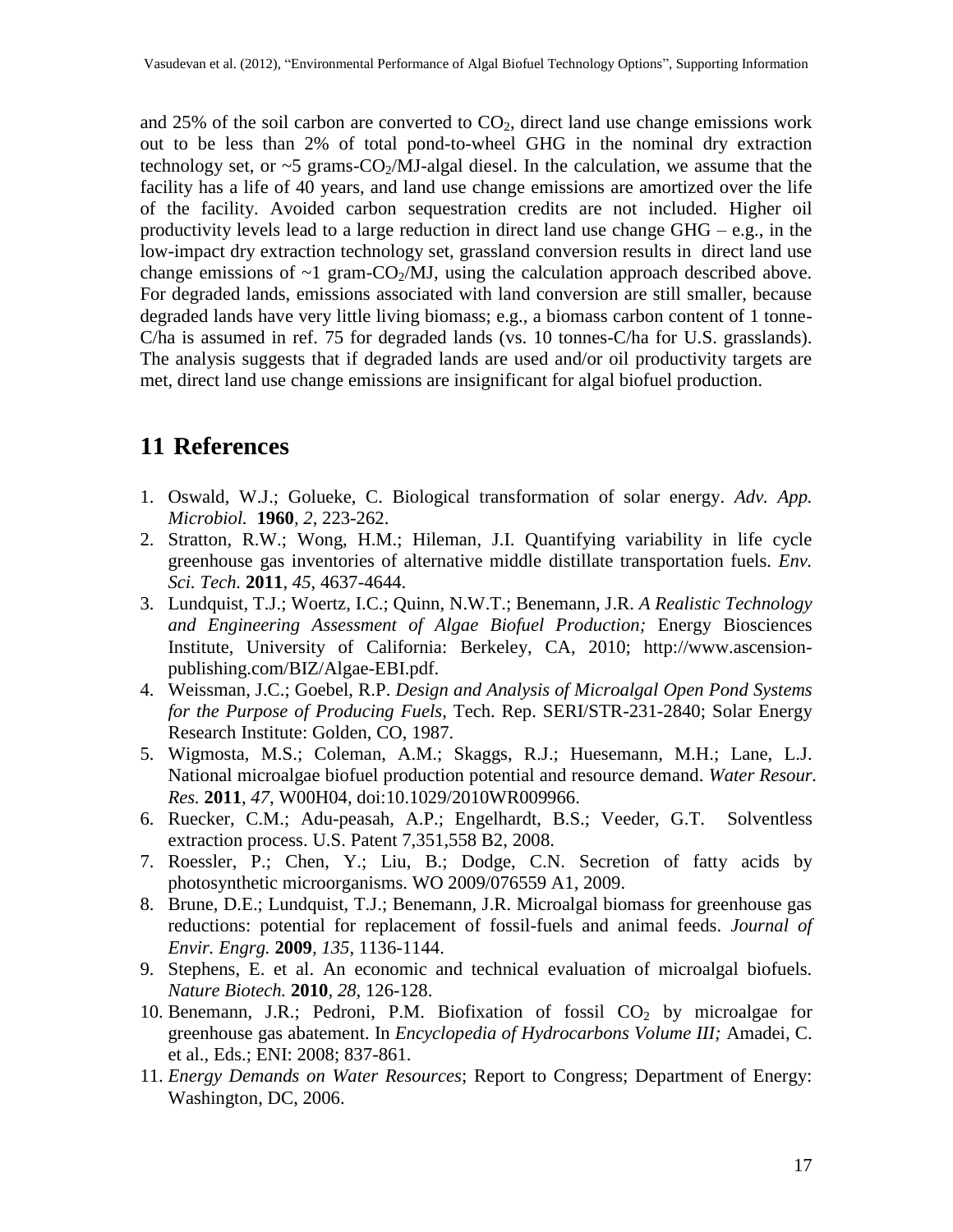and 25% of the soil carbon are converted to $CO_2$, direct land use change emissions work out to be less than 2% of total pond-to-wheel GHG in the nominal dry extraction technology set, or ~5 grams-$CO_2$/MJ-algal diesel. In the calculation, we assume that the facility has a life of 40 years, and land use change emissions are amortized over the life of the facility. Avoided carbon sequestration credits are not included. Higher oil productivity levels lead to a large reduction in direct land use change GHG – e.g., in the low-impact dry extraction technology set, grassland conversion results in direct land use change emissions of ~1 gram-$CO_2$/MJ, using the calculation approach described above. For degraded lands, emissions associated with land conversion are still smaller, because degraded lands have very little living biomass; e.g., a biomass carbon content of 1 tonne-C/ha is assumed in ref. 75 for degraded lands (vs. 10 tonnes-C/ha for U.S. grasslands). The analysis suggests that if degraded lands are used and/or oil productivity targets are met, direct land use change emissions are insignificant for algal biofuel production.

# 11 References

1. Oswald, W.J.; Golueke, C. Biological transformation of solar energy. *Adv. App. Microbiol.* **1960**, *2*, 223-262.
2. Stratton, R.W.; Wong, H.M.; Hileman, J.I. Quantifying variability in life cycle greenhouse gas inventories of alternative middle distillate transportation fuels. *Env. Sci. Tech.* **2011**, *45*, 4637-4644.
3. Lundquist, T.J.; Woertz, I.C.; Quinn, N.W.T.; Benemann, J.R. *A Realistic Technology and Engineering Assessment of Algae Biofuel Production;* Energy Biosciences Institute, University of California: Berkeley, CA, 2010; http://www.ascension-publishing.com/BIZ/Algae-EBI.pdf.
4. Weissman, J.C.; Goebel, R.P. *Design and Analysis of Microalgal Open Pond Systems for the Purpose of Producing Fuels*, Tech. Rep. SERI/STR-231-2840; Solar Energy Research Institute: Golden, CO, 1987.
5. Wigmosta, M.S.; Coleman, A.M.; Skaggs, R.J.; Huesemann, M.H.; Lane, L.J. National microalgae biofuel production potential and resource demand. *Water Resour. Res.* **2011**, *47*, W00H04, doi:10.1029/2010WR009966.
6. Ruecker, C.M.; Adu-peasah, A.P.; Engelhardt, B.S.; Veeder, G.T. Solventless extraction process. U.S. Patent 7,351,558 B2, 2008.
7. Roessler, P.; Chen, Y.; Liu, B.; Dodge, C.N. Secretion of fatty acids by photosynthetic microorganisms. WO 2009/076559 A1, 2009.
8. Brune, D.E.; Lundquist, T.J.; Benemann, J.R. Microalgal biomass for greenhouse gas reductions: potential for replacement of fossil-fuels and animal feeds. *Journal of Envir. Engrg.* **2009**, *135*, 1136-1144.
9. Stephens, E. et al. An economic and technical evaluation of microalgal biofuels. *Nature Biotech.* **2010**, *28*, 126-128.
10. Benemann, J.R.; Pedroni, P.M. Biofixation of fossil $CO_2$ by microalgae for greenhouse gas abatement. In *Encyclopedia of Hydrocarbons Volume III;* Amadei, C. et al., Eds.; ENI: 2008; 837-861.
11. *Energy Demands on Water Resources*; Report to Congress; Department of Energy: Washington, DC, 2006.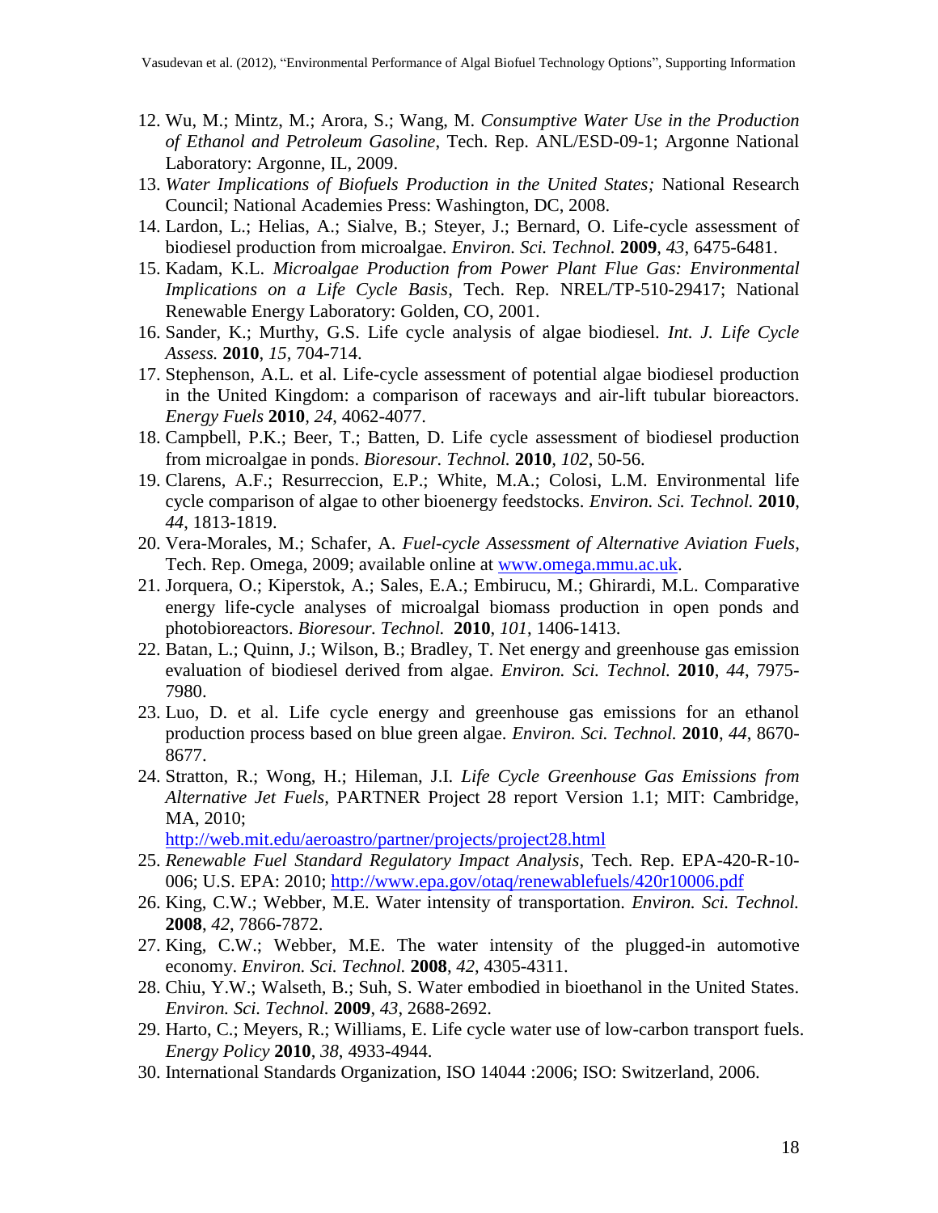12. Wu, M.; Mintz, M.; Arora, S.; Wang, M. *Consumptive Water Use in the Production of Ethanol and Petroleum Gasoline*, Tech. Rep. ANL/ESD-09-1; Argonne National Laboratory: Argonne, IL, 2009.
13. *Water Implications of Biofuels Production in the United States;* National Research Council; National Academies Press: Washington, DC, 2008.
14. Lardon, L.; Helias, A.; Sialve, B.; Steyer, J.; Bernard, O. Life-cycle assessment of biodiesel production from microalgae. *Environ. Sci. Technol.* **2009**, *43*, 6475-6481.
15. Kadam, K.L. *Microalgae Production from Power Plant Flue Gas: Environmental Implications on a Life Cycle Basis*, Tech. Rep. NREL/TP-510-29417; National Renewable Energy Laboratory: Golden, CO, 2001.
16. Sander, K.; Murthy, G.S. Life cycle analysis of algae biodiesel. *Int. J. Life Cycle Assess.* **2010**, *15*, 704-714.
17. Stephenson, A.L. et al. Life-cycle assessment of potential algae biodiesel production in the United Kingdom: a comparison of raceways and air-lift tubular bioreactors. *Energy Fuels* **2010**, *24*, 4062-4077.
18. Campbell, P.K.; Beer, T.; Batten, D. Life cycle assessment of biodiesel production from microalgae in ponds. *Bioresour. Technol.* **2010**, *102*, 50-56.
19. Clarens, A.F.; Resurreccion, E.P.; White, M.A.; Colosi, L.M. Environmental life cycle comparison of algae to other bioenergy feedstocks. *Environ. Sci. Technol.* **2010**, *44*, 1813-1819.
20. Vera-Morales, M.; Schafer, A. *Fuel-cycle Assessment of Alternative Aviation Fuels*, Tech. Rep. Omega, 2009; available online at www.omega.mmu.ac.uk.
21. Jorquera, O.; Kiperstok, A.; Sales, E.A.; Embirucu, M.; Ghirardi, M.L. Comparative energy life-cycle analyses of microalgal biomass production in open ponds and photobioreactors. *Bioresour. Technol.* **2010**, *101*, 1406-1413.
22. Batan, L.; Quinn, J.; Wilson, B.; Bradley, T. Net energy and greenhouse gas emission evaluation of biodiesel derived from algae. *Environ. Sci. Technol.* **2010**, *44*, 7975-7980.
23. Luo, D. et al. Life cycle energy and greenhouse gas emissions for an ethanol production process based on blue green algae. *Environ. Sci. Technol.* **2010**, *44*, 8670-8677.
24. Stratton, R.; Wong, H.; Hileman, J.I. *Life Cycle Greenhouse Gas Emissions from Alternative Jet Fuels*, PARTNER Project 28 report Version 1.1; MIT: Cambridge, MA, 2010; http://web.mit.edu/aeroastro/partner/projects/project28.html
25. *Renewable Fuel Standard Regulatory Impact Analysis*, Tech. Rep. EPA-420-R-10-006; U.S. EPA: 2010; http://www.epa.gov/otaq/renewablefuels/420r10006.pdf
26. King, C.W.; Webber, M.E. Water intensity of transportation. *Environ. Sci. Technol.* **2008**, *42*, 7866-7872.
27. King, C.W.; Webber, M.E. The water intensity of the plugged-in automotive economy. *Environ. Sci. Technol.* **2008**, *42*, 4305-4311.
28. Chiu, Y.W.; Walseth, B.; Suh, S. Water embodied in bioethanol in the United States. *Environ. Sci. Technol.* **2009**, *43*, 2688-2692.
29. Harto, C.; Meyers, R.; Williams, E. Life cycle water use of low-carbon transport fuels. *Energy Policy* **2010**, *38*, 4933-4944.
30. International Standards Organization, ISO 14044 :2006; ISO: Switzerland, 2006.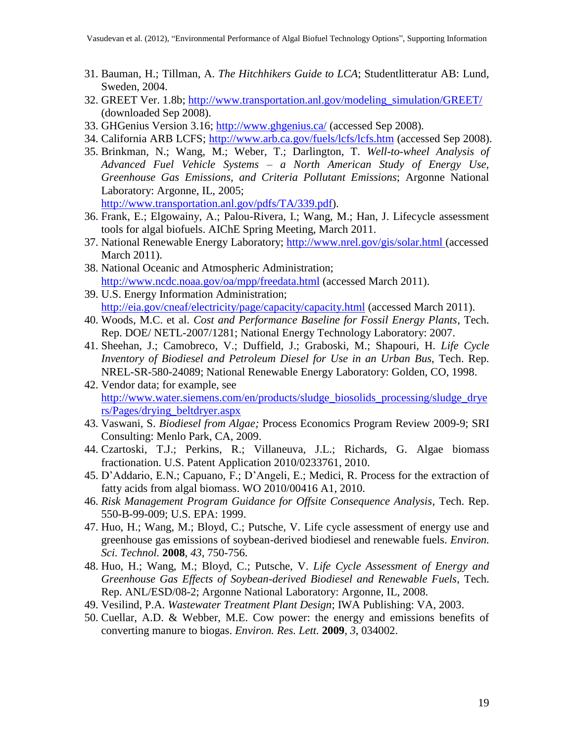31. Bauman, H.; Tillman, A. *The Hitchhikers Guide to LCA*; Studentlitteratur AB: Lund, Sweden, 2004.
32. GREET Ver. 1.8b; http://www.transportation.anl.gov/modeling_simulation/GREET/ (downloaded Sep 2008).
33. GHGenius Version 3.16; http://www.ghgenius.ca/ (accessed Sep 2008).
34. California ARB LCFS; http://www.arb.ca.gov/fuels/lcfs/lcfs.htm (accessed Sep 2008).
35. Brinkman, N.; Wang, M.; Weber, T.; Darlington, T. *Well-to-wheel Analysis of Advanced Fuel Vehicle Systems – a North American Study of Energy Use, Greenhouse Gas Emissions, and Criteria Pollutant Emissions*; Argonne National Laboratory: Argonne, IL, 2005; http://www.transportation.anl.gov/pdfs/TA/339.pdf).
36. Frank, E.; Elgowainy, A.; Palou-Rivera, I.; Wang, M.; Han, J. Lifecycle assessment tools for algal biofuels. AIChE Spring Meeting, March 2011.
37. National Renewable Energy Laboratory; http://www.nrel.gov/gis/solar.html (accessed March 2011).
38. National Oceanic and Atmospheric Administration; http://www.ncdc.noaa.gov/oa/mpp/freedata.html (accessed March 2011).
39. U.S. Energy Information Administration; http://eia.gov/cneaf/electricity/page/capacity/capacity.html (accessed March 2011).
40. Woods, M.C. et al. *Cost and Performance Baseline for Fossil Energy Plants*, Tech. Rep. DOE/ NETL-2007/1281; National Energy Technology Laboratory: 2007.
41. Sheehan, J.; Camobreco, V.; Duffield, J.; Graboski, M.; Shapouri, H. *Life Cycle Inventory of Biodiesel and Petroleum Diesel for Use in an Urban Bus*, Tech. Rep. NREL-SR-580-24089; National Renewable Energy Laboratory: Golden, CO, 1998.
42. Vendor data; for example, see http://www.water.siemens.com/en/products/sludge_biosolids_processing/sludge_dryers/Pages/drying_beltdryer.aspx
43. Vaswani, S. *Biodiesel from Algae;* Process Economics Program Review 2009-9; SRI Consulting: Menlo Park, CA, 2009.
44. Czartoski, T.J.; Perkins, R.; Villaneuva, J.L.; Richards, G. Algae biomass fractionation. U.S. Patent Application 2010/0233761, 2010.
45. D'Addario, E.N.; Capuano, F.; D'Angeli, E.; Medici, R. Process for the extraction of fatty acids from algal biomass. WO 2010/00416 A1, 2010.
46. *Risk Management Program Guidance for Offsite Consequence Analysis*, Tech. Rep. 550-B-99-009; U.S. EPA: 1999.
47. Huo, H.; Wang, M.; Bloyd, C.; Putsche, V. Life cycle assessment of energy use and greenhouse gas emissions of soybean-derived biodiesel and renewable fuels. *Environ. Sci. Technol.* **2008**, *43*, 750-756.
48. Huo, H.; Wang, M.; Bloyd, C.; Putsche, V. *Life Cycle Assessment of Energy and Greenhouse Gas Effects of Soybean-derived Biodiesel and Renewable Fuels*, Tech. Rep. ANL/ESD/08-2; Argonne National Laboratory: Argonne, IL, 2008.
49. Vesilind, P.A. *Wastewater Treatment Plant Design*; IWA Publishing: VA, 2003.
50. Cuellar, A.D. & Webber, M.E. Cow power: the energy and emissions benefits of converting manure to biogas. *Environ. Res. Lett.* **2009**, *3*, 034002.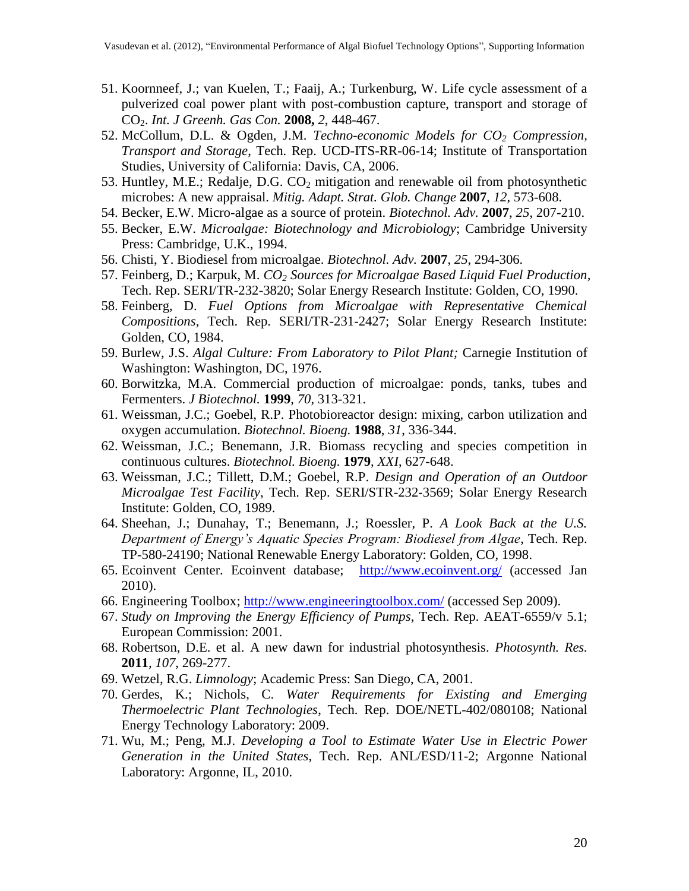51. Koornneef, J.; van Kuelen, T.; Faaij, A.; Turkenburg, W. Life cycle assessment of a pulverized coal power plant with post-combustion capture, transport and storage of $CO_2$. *Int. J Greenh. Gas Con.* **2008,** *2*, 448-467.
52. McCollum, D.L. & Ogden, J.M. *Techno-economic Models for $CO_2$ Compression, Transport and Storage*, Tech. Rep. UCD-ITS-RR-06-14; Institute of Transportation Studies, University of California: Davis, CA, 2006.
53. Huntley, M.E.; Redalje, D.G. $CO_2$ mitigation and renewable oil from photosynthetic microbes: A new appraisal. *Mitig. Adapt. Strat. Glob. Change* **2007**, *12*, 573-608.
54. Becker, E.W. Micro-algae as a source of protein. *Biotechnol. Adv.* **2007**, *25*, 207-210.
55. Becker, E.W. *Microalgae: Biotechnology and Microbiology*; Cambridge University Press: Cambridge, U.K., 1994.
56. Chisti, Y. Biodiesel from microalgae. *Biotechnol. Adv.* **2007**, *25*, 294-306.
57. Feinberg, D.; Karpuk, M. *$CO_2$ Sources for Microalgae Based Liquid Fuel Production*, Tech. Rep. SERI/TR-232-3820; Solar Energy Research Institute: Golden, CO, 1990.
58. Feinberg, D. *Fuel Options from Microalgae with Representative Chemical Compositions*, Tech. Rep. SERI/TR-231-2427; Solar Energy Research Institute: Golden, CO, 1984.
59. Burlew, J.S. *Algal Culture: From Laboratory to Pilot Plant;* Carnegie Institution of Washington: Washington, DC, 1976.
60. Borwitzka, M.A. Commercial production of microalgae: ponds, tanks, tubes and Fermenters. *J Biotechnol.* **1999**, *70*, 313-321.
61. Weissman, J.C.; Goebel, R.P. Photobioreactor design: mixing, carbon utilization and oxygen accumulation. *Biotechnol. Bioeng.* **1988**, *31*, 336-344.
62. Weissman, J.C.; Benemann, J.R. Biomass recycling and species competition in continuous cultures. *Biotechnol. Bioeng.* **1979**, *XXI*, 627-648.
63. Weissman, J.C.; Tillett, D.M.; Goebel, R.P. *Design and Operation of an Outdoor Microalgae Test Facility*, Tech. Rep. SERI/STR-232-3569; Solar Energy Research Institute: Golden, CO, 1989.
64. Sheehan, J.; Dunahay, T.; Benemann, J.; Roessler, P. *A Look Back at the U.S. Department of Energy's Aquatic Species Program: Biodiesel from Algae*, Tech. Rep. TP-580-24190; National Renewable Energy Laboratory: Golden, CO, 1998.
65. Ecoinvent Center. Ecoinvent database; http://www.ecoinvent.org/ (accessed Jan 2010).
66. Engineering Toolbox; http://www.engineeringtoolbox.com/ (accessed Sep 2009).
67. *Study on Improving the Energy Efficiency of Pumps*, Tech. Rep. AEAT-6559/v 5.1; European Commission: 2001.
68. Robertson, D.E. et al. A new dawn for industrial photosynthesis. *Photosynth. Res.* **2011**, *107*, 269-277.
69. Wetzel, R.G. *Limnology*; Academic Press: San Diego, CA, 2001.
70. Gerdes, K.; Nichols, C. *Water Requirements for Existing and Emerging Thermoelectric Plant Technologies*, Tech. Rep. DOE/NETL-402/080108; National Energy Technology Laboratory: 2009.
71. Wu, M.; Peng, M.J. *Developing a Tool to Estimate Water Use in Electric Power Generation in the United States*, Tech. Rep. ANL/ESD/11-2; Argonne National Laboratory: Argonne, IL, 2010.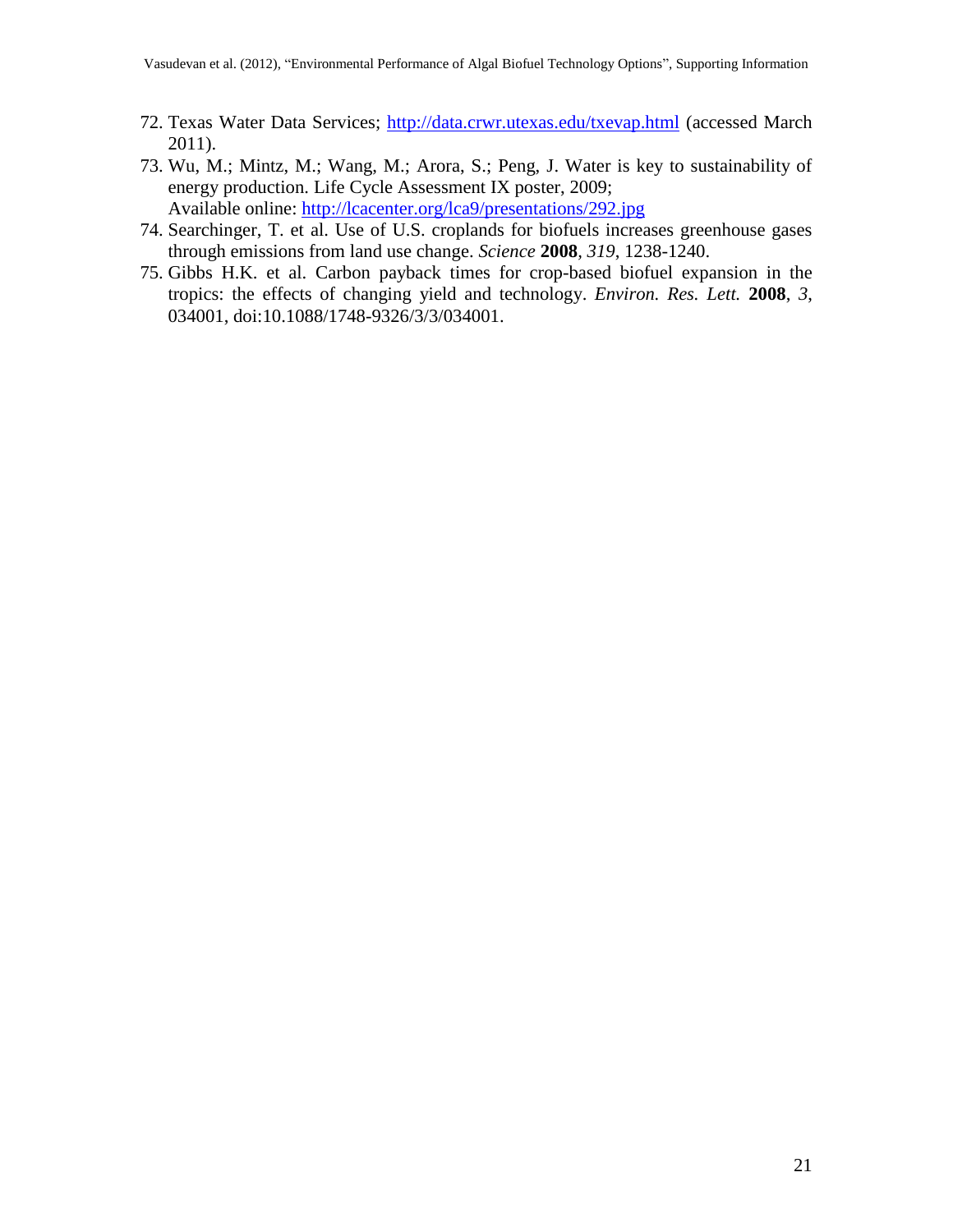72. Texas Water Data Services; http://data.crwr.utexas.edu/txevap.html (accessed March 2011).
73. Wu, M.; Mintz, M.; Wang, M.; Arora, S.; Peng, J. Water is key to sustainability of energy production. Life Cycle Assessment IX poster, 2009;
    Available online: http://lcacenter.org/lca9/presentations/292.jpg
74. Searchinger, T. et al. Use of U.S. croplands for biofuels increases greenhouse gases through emissions from land use change. *Science* **2008**, *319*, 1238-1240.
75. Gibbs H.K. et al. Carbon payback times for crop-based biofuel expansion in the tropics: the effects of changing yield and technology. *Environ. Res. Lett.* **2008**, *3*, 034001, doi:10.1088/1748-9326/3/3/034001.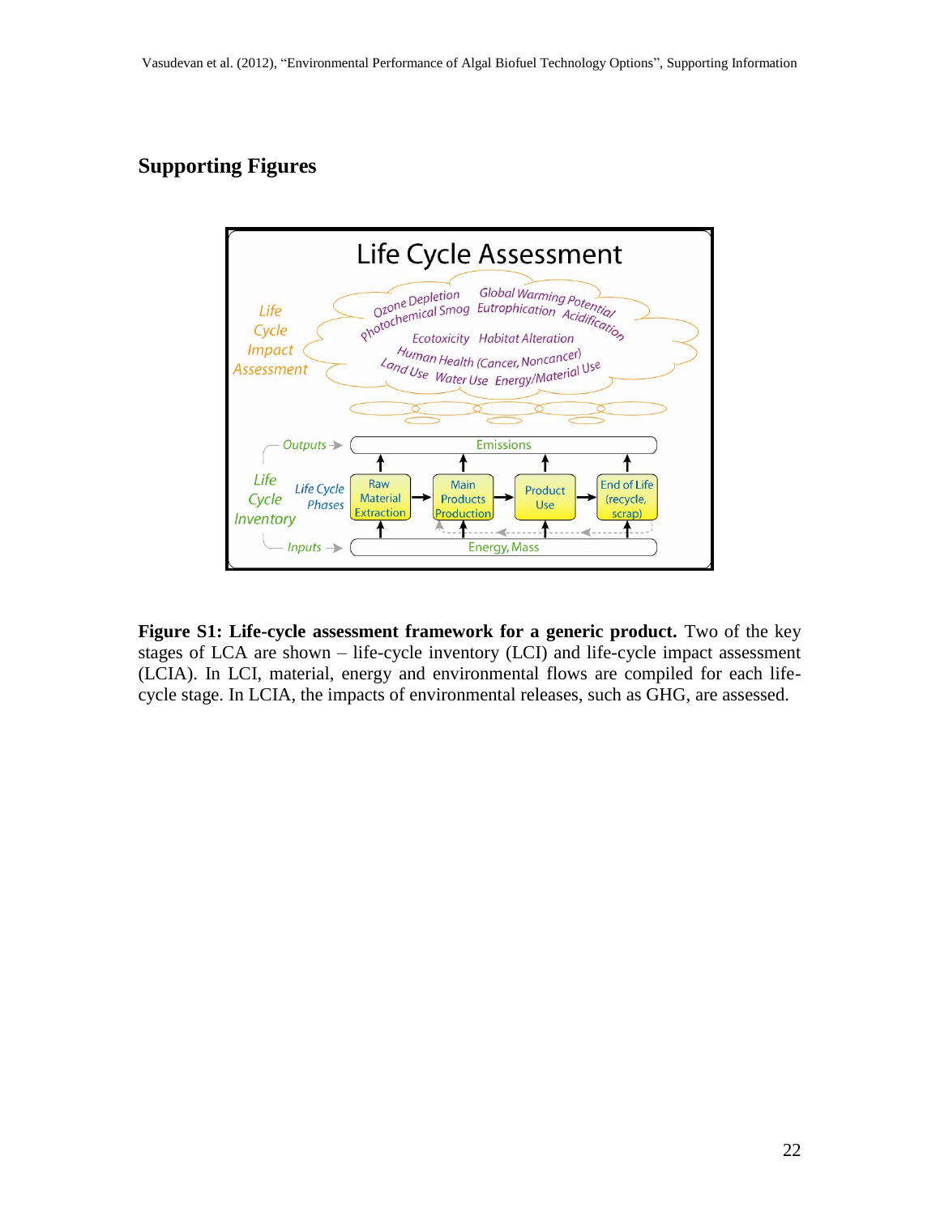## Supporting Figures

**Figure S1: Life-cycle assessment framework for a generic product.** Two of the key stages of LCA are shown – life-cycle inventory (LCI) and life-cycle impact assessment (LCIA). In LCI, material, energy and environmental flows are compiled for each life-cycle stage. In LCIA, the impacts of environmental releases, such as GHG, are assessed.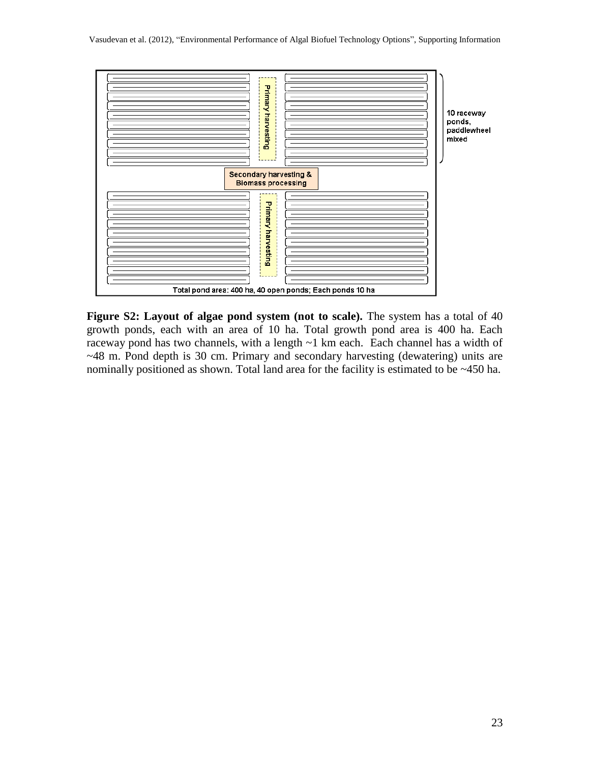**Figure S2: Layout of algae pond system (not to scale).** The system has a total of 40 growth ponds, each with an area of 10 ha. Total growth pond area is 400 ha. Each raceway pond has two channels, with a length ~1 km each. Each channel has a width of ~48 m. Pond depth is 30 cm. Primary and secondary harvesting (dewatering) units are nominally positioned as shown. Total land area for the facility is estimated to be ~450 ha.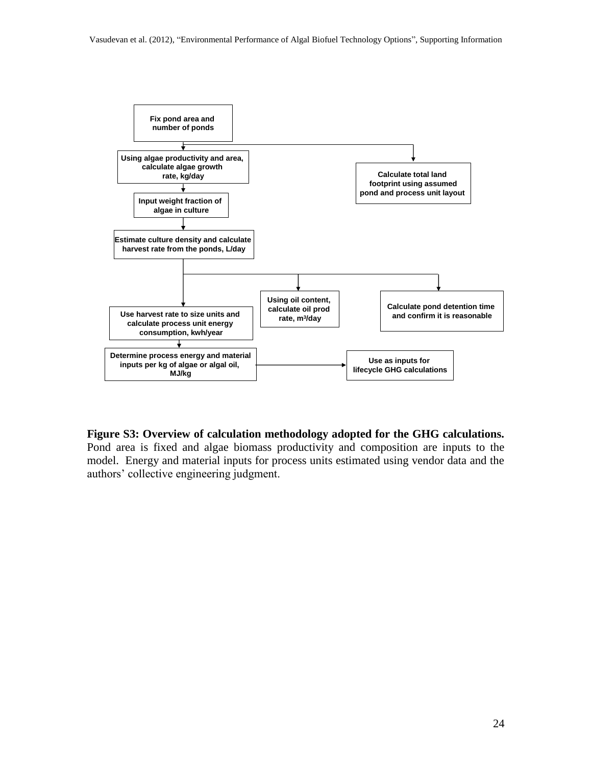Fix pond area and number of ponds

Using algae productivity and area, calculate algae growth rate, kg/day

Calculate total land footprint using assumed pond and process unit layout

Input weight fraction of algae in culture

Estimate culture density and calculate harvest rate from the ponds, L/day

Use harvest rate to size units and calculate process unit energy consumption, kwh/year

Using oil content, calculate oil prod rate, $m^3$/day

Calculate pond detention time and confirm it is reasonable

Determine process energy and material inputs per kg of algae or algal oil, MJ/kg

Use as inputs for lifecycle GHG calculations

**Figure S3: Overview of calculation methodology adopted for the GHG calculations.** Pond area is fixed and algae biomass productivity and composition are inputs to the model. Energy and material inputs for process units estimated using vendor data and the authors' collective engineering judgment.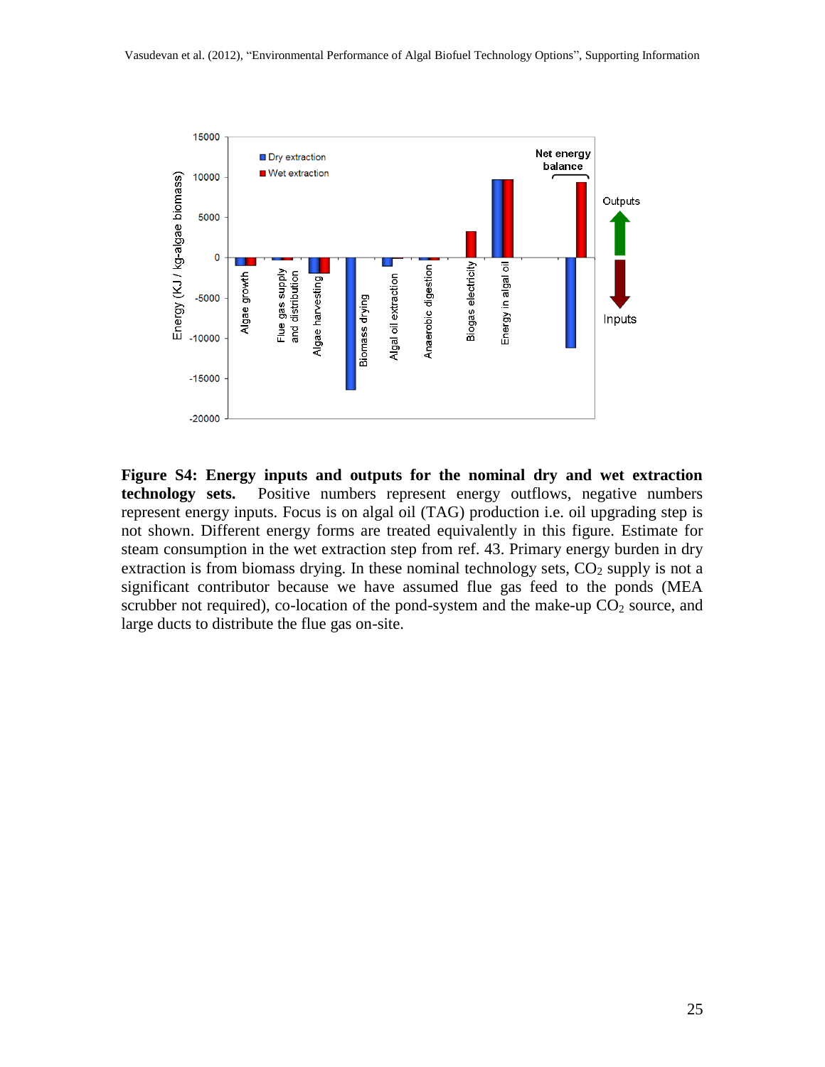**Figure S4: Energy inputs and outputs for the nominal dry and wet extraction technology sets.** Positive numbers represent energy outflows, negative numbers represent energy inputs. Focus is on algal oil (TAG) production i.e. oil upgrading step is not shown. Different energy forms are treated equivalently in this figure. Estimate for steam consumption in the wet extraction step from ref. 43. Primary energy burden in dry extraction is from biomass drying. In these nominal technology sets, $CO_2$ supply is not a significant contributor because we have assumed flue gas feed to the ponds (MEA scrubber not required), co-location of the pond-system and the make-up $CO_2$ source, and large ducts to distribute the flue gas on-site.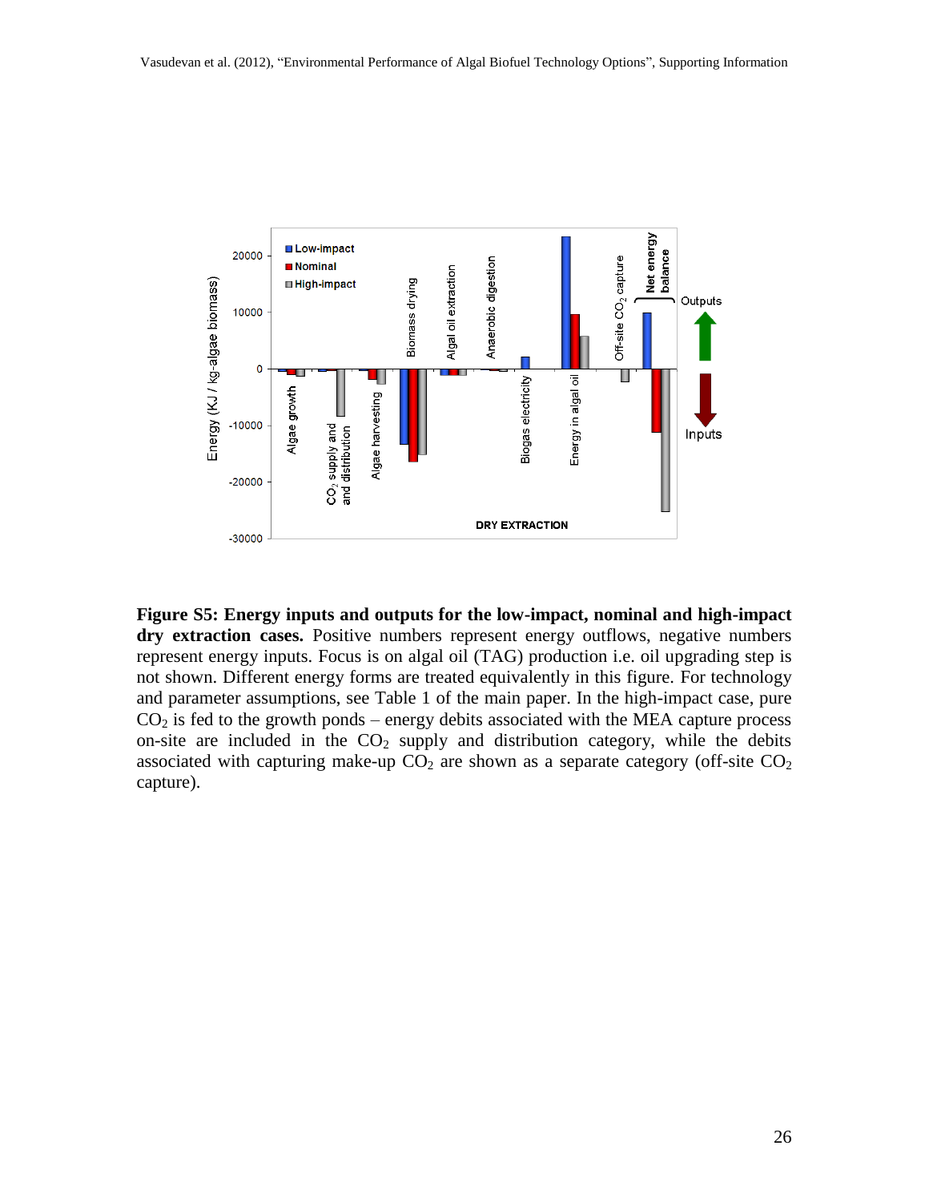**Figure S5: Energy inputs and outputs for the low-impact, nominal and high-impact dry extraction cases.** Positive numbers represent energy outflows, negative numbers represent energy inputs. Focus is on algal oil (TAG) production i.e. oil upgrading step is not shown. Different energy forms are treated equivalently in this figure. For technology and parameter assumptions, see Table 1 of the main paper. In the high-impact case, pure $CO_2$ is fed to the growth ponds – energy debits associated with the MEA capture process on-site are included in the $CO_2$ supply and distribution category, while the debits associated with capturing make-up $CO_2$ are shown as a separate category (off-site $CO_2$ capture).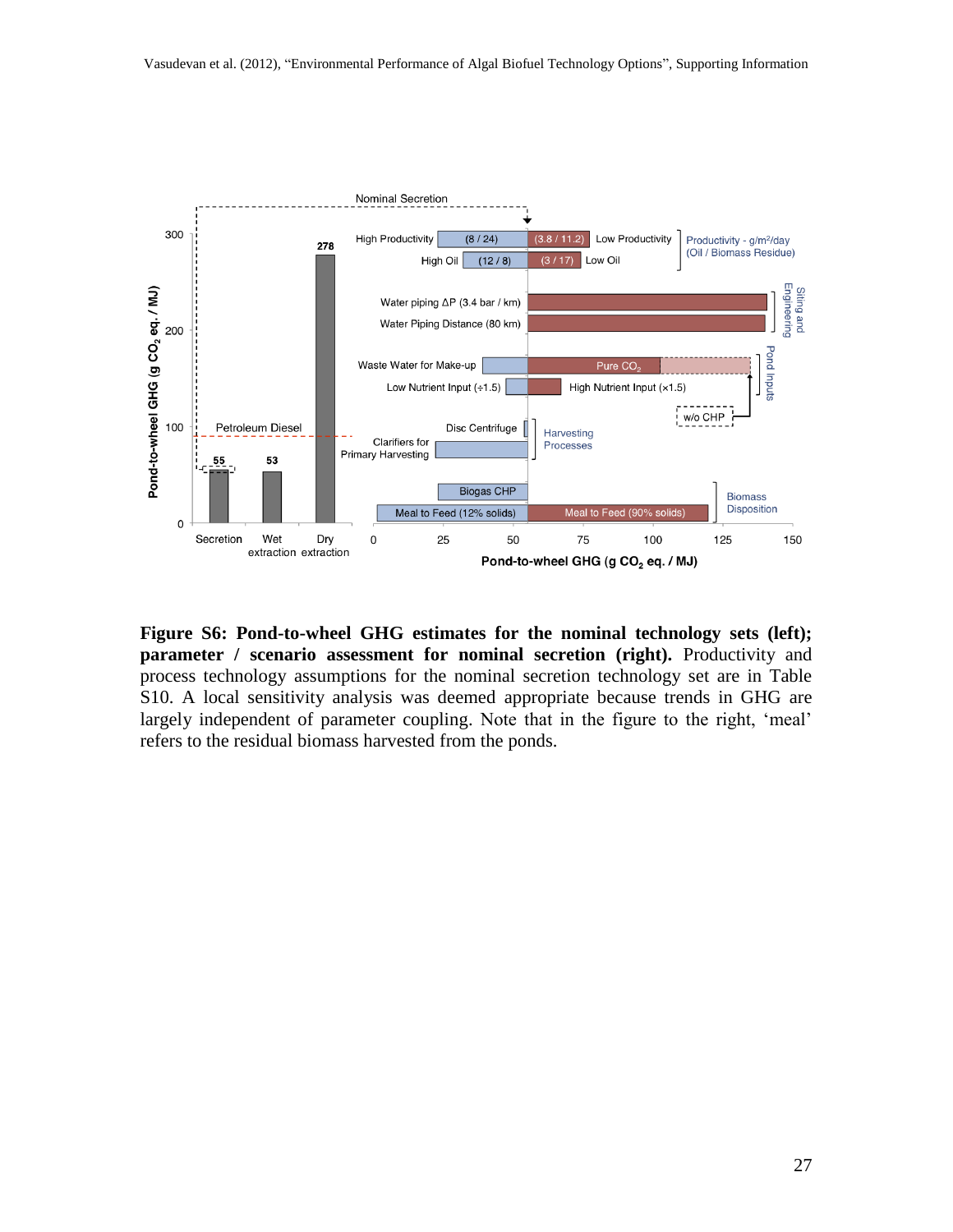**Figure S6: Pond-to-wheel GHG estimates for the nominal technology sets (left); parameter / scenario assessment for nominal secretion (right).** Productivity and process technology assumptions for the nominal secretion technology set are in Table S10. A local sensitivity analysis was deemed appropriate because trends in GHG are largely independent of parameter coupling. Note that in the figure to the right, 'meal' refers to the residual biomass harvested from the ponds.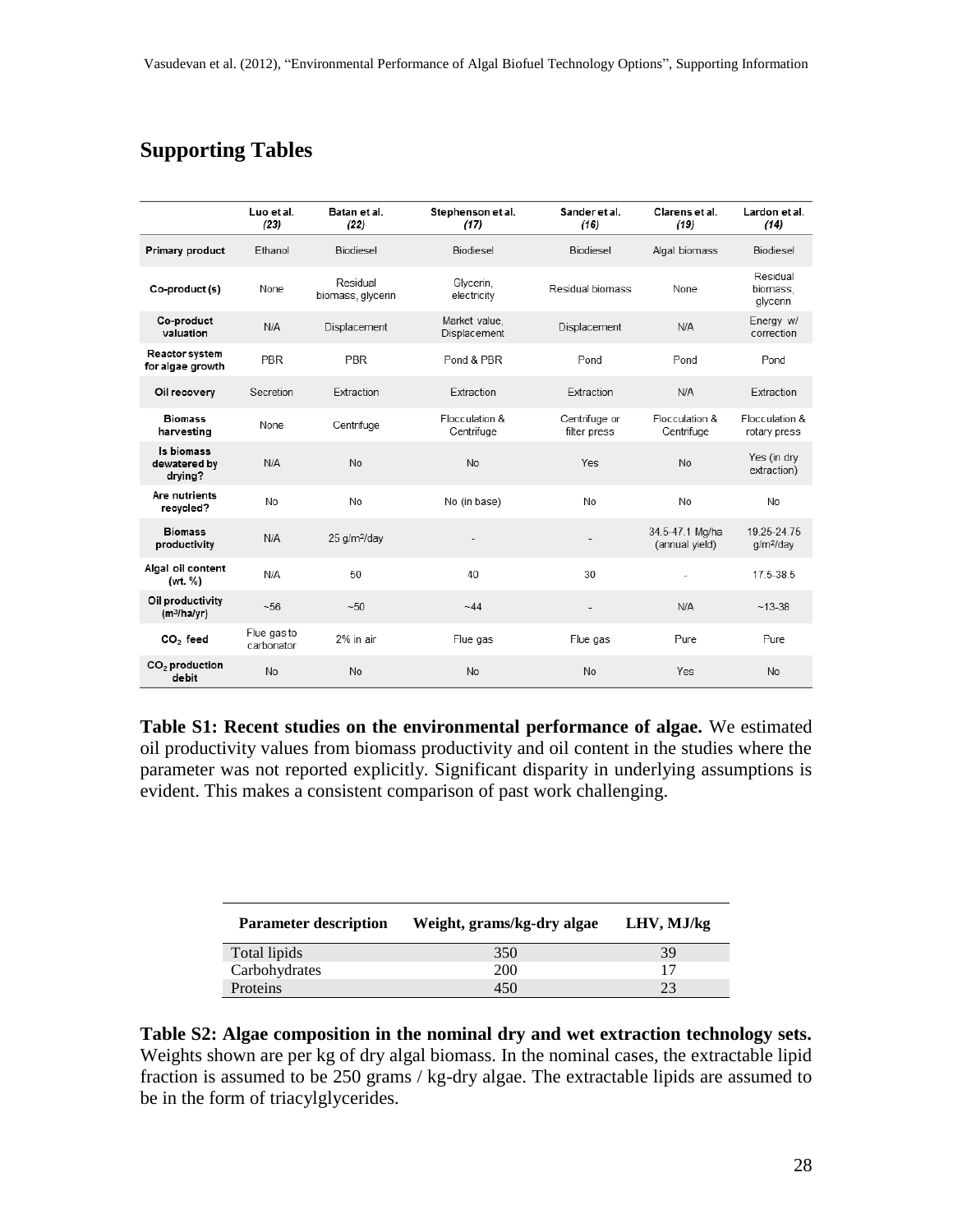## Supporting Tables

| | Luo et al. *(23)* | Batan et al. *(22)* | Stephenson et al. *(17)* | Sander et al. *(16)* | Clarens et al. *(19)* | Lardon et al. *(14)* |
|---|---|---|---|---|---|---|
| **Primary product** | Ethanol | Biodiesel | Biodiesel | Biodiesel | Algal biomass | Biodiesel |
| **Co-product (s)** | None | Residual biomass, glycerin | Glycerin, electricity | Residual biomass | None | Residual biomass, glycerin |
| **Co-product valuation** | N/A | Displacement | Market value, Displacement | Displacement | N/A | Energy w/ correction |
| **Reactor system for algae growth** | PBR | PBR | Pond & PBR | Pond | Pond | Pond |
| **Oil recovery** | Secretion | Extraction | Extraction | Extraction | N/A | Extraction |
| **Biomass harvesting** | None | Centrifuge | Flocculation & Centrifuge | Centrifuge or filter press | Flocculation & Centrifuge | Flocculation & rotary press |
| **Is biomass dewatered by drying?** | N/A | No | No | Yes | No | Yes (in dry extraction) |
| **Are nutrients recycled?** | No | No | No (in base) | No | No | No |
| **Biomass productivity** | N/A | 25 g/m$^2$/day | - | - | 34.5-47.1 Mg/ha (annual yield) | 19.25-24.75 g/m$^2$/day |
| **Algal oil content (wt. %)** | N/A | 50 | 40 | 30 | - | 17.5-38.5 |
| **Oil productivity (m$^3$/ha/yr)** | ~56 | ~50 | ~44 | - | N/A | ~13-38 |
| **$CO_2$ feed** | Flue gas to carbonator | 2% in air | Flue gas | Flue gas | Pure | Pure |
| **$CO_2$ production debit** | No | No | No | No | Yes | No |

**Table S1: Recent studies on the environmental performance of algae.** We estimated oil productivity values from biomass productivity and oil content in the studies where the parameter was not reported explicitly. Significant disparity in underlying assumptions is evident. This makes a consistent comparison of past work challenging.

| Parameter description | Weight, grams/kg-dry algae | LHV, MJ/kg |
|---|---|---|
| Total lipids | 350 | 39 |
| Carbohydrates | 200 | 17 |
| Proteins | 450 | 23 |

**Table S2: Algae composition in the nominal dry and wet extraction technology sets.** Weights shown are per kg of dry algal biomass. In the nominal cases, the extractable lipid fraction is assumed to be 250 grams / kg-dry algae. The extractable lipids are assumed to be in the form of triacylglycerides.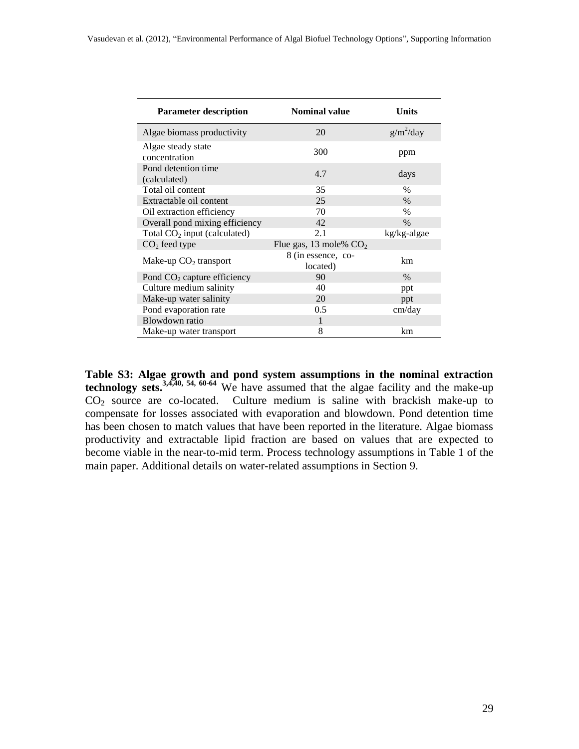| Parameter description | Nominal value | Units |
|---|---|---|
| Algae biomass productivity | 20 | $g/m^2/day$ |
| Algae steady state concentration | 300 | ppm |
| Pond detention time (calculated) | 4.7 | days |
| Total oil content | 35 | % |
| Extractable oil content | 25 | % |
| Oil extraction efficiency | 70 | % |
| Overall pond mixing efficiency | 42 | % |
| Total $CO_2$ input (calculated) | 2.1 | kg/kg-algae |
| $CO_2$ feed type | Flue gas, 13 mole% $CO_2$ | |
| Make-up $CO_2$ transport | 8 (in essence, co-located) | km |
| Pond $CO_2$ capture efficiency | 90 | % |
| Culture medium salinity | 40 | ppt |
| Make-up water salinity | 20 | ppt |
| Pond evaporation rate | 0.5 | cm/day |
| Blowdown ratio | 1 | |
| Make-up water transport | 8 | km |

**Table S3: Algae growth and pond system assumptions in the nominal extraction technology sets.**[3,4,40, 54, 60-64] We have assumed that the algae facility and the make-up $CO_2$ source are co-located. Culture medium is saline with brackish make-up to compensate for losses associated with evaporation and blowdown. Pond detention time has been chosen to match values that have been reported in the literature. Algae biomass productivity and extractable lipid fraction are based on values that are expected to become viable in the near-to-mid term. Process technology assumptions in Table 1 of the main paper. Additional details on water-related assumptions in Section 9.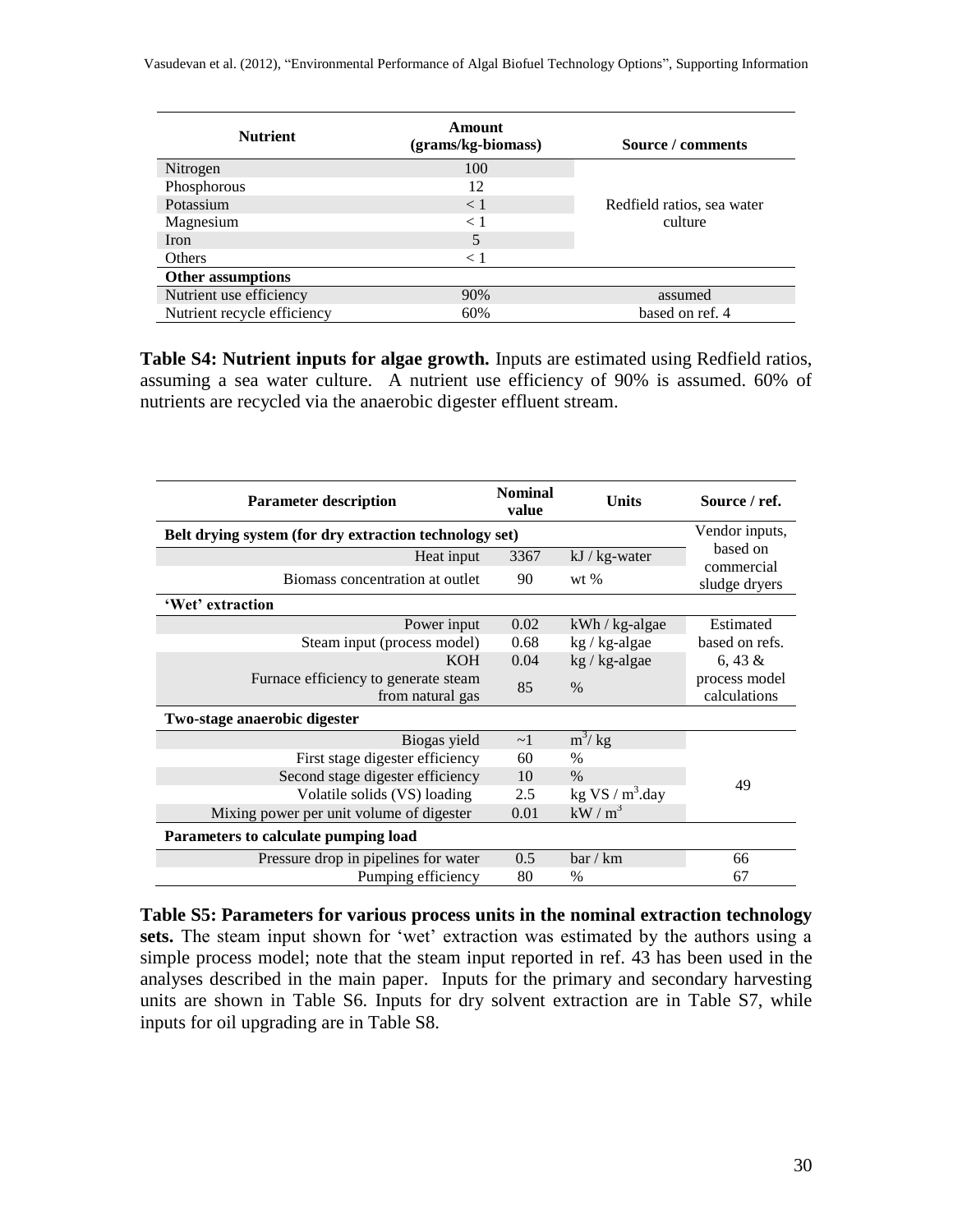| Nutrient | Amount (grams/kg-biomass) | Source / comments |
|---|---|---|
| Nitrogen | 100 | Redfield ratios, sea water culture |
| Phosphorous | 12 | |
| Potassium | < 1 | |
| Magnesium | < 1 | |
| Iron | 5 | |
| Others | < 1 | |
| **Other assumptions** | | |
| Nutrient use efficiency | 90% | assumed |
| Nutrient recycle efficiency | 60% | based on ref. 4 |

**Table S4: Nutrient inputs for algae growth.** Inputs are estimated using Redfield ratios, assuming a sea water culture. A nutrient use efficiency of 90% is assumed. 60% of nutrients are recycled via the anaerobic digester effluent stream.

| Parameter description | Nominal value | Units | Source / ref. |
|---|---|---|---|
| **Belt drying system (for dry extraction technology set)** | | | Vendor inputs, based on commercial sludge dryers |
| Heat input | 3367 | kJ / kg-water | |
| Biomass concentration at outlet | 90 | wt % | |
| **'Wet' extraction** | | | |
| Power input | 0.02 | kWh / kg-algae | Estimated based on refs. 6, 43 & process model calculations |
| Steam input (process model) | 0.68 | kg / kg-algae | |
| KOH | 0.04 | kg / kg-algae | |
| Furnace efficiency to generate steam from natural gas | 85 | % | |
| **Two-stage anaerobic digester** | | | |
| Biogas yield | ~1 | $m^3$/ kg | 49 |
| First stage digester efficiency | 60 | % | |
| Second stage digester efficiency | 10 | % | |
| Volatile solids (VS) loading | 2.5 | kg VS / $m^3$.day | |
| Mixing power per unit volume of digester | 0.01 | kW / $m^3$ | |
| **Parameters to calculate pumping load** | | | |
| Pressure drop in pipelines for water | 0.5 | bar / km | 66 |
| Pumping efficiency | 80 | % | 67 |

**Table S5: Parameters for various process units in the nominal extraction technology sets.** The steam input shown for 'wet' extraction was estimated by the authors using a simple process model; note that the steam input reported in ref. 43 has been used in the analyses described in the main paper. Inputs for the primary and secondary harvesting units are shown in Table S6. Inputs for dry solvent extraction are in Table S7, while inputs for oil upgrading are in Table S8.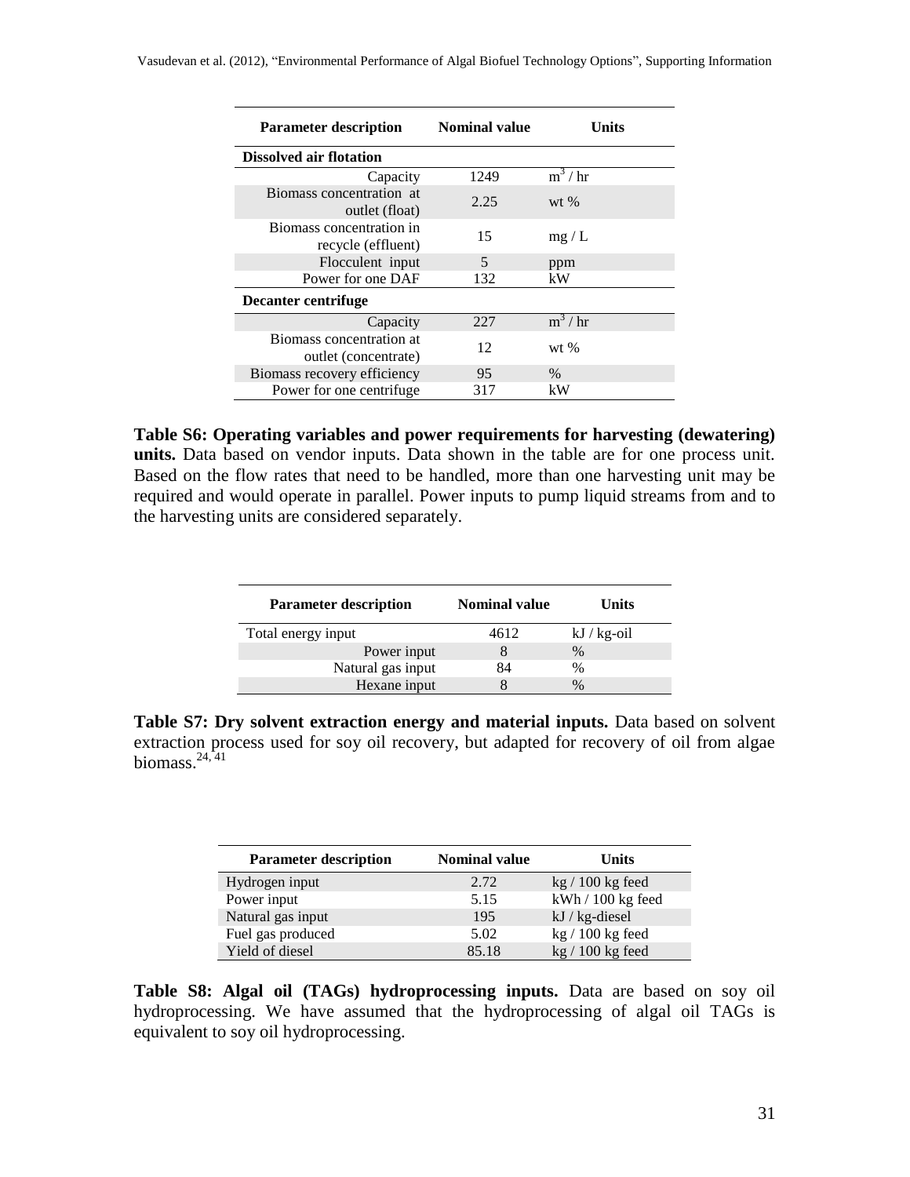| Parameter description | Nominal value | Units |
|---|---|---|
| **Dissolved air flotation** | | |
| Capacity | 1249 | $m^3$ / hr |
| Biomass concentration at outlet (float) | 2.25 | wt % |
| Biomass concentration in recycle (effluent) | 15 | mg / L |
| Flocculent input | 5 | ppm |
| Power for one DAF | 132 | kW |
| **Decanter centrifuge** | | |
| Capacity | 227 | $m^3$ / hr |
| Biomass concentration at outlet (concentrate) | 12 | wt % |
| Biomass recovery efficiency | 95 | % |
| Power for one centrifuge | 317 | kW |

**Table S6: Operating variables and power requirements for harvesting (dewatering) units.** Data based on vendor inputs. Data shown in the table are for one process unit. Based on the flow rates that need to be handled, more than one harvesting unit may be required and would operate in parallel. Power inputs to pump liquid streams from and to the harvesting units are considered separately.

| Parameter description | Nominal value | Units |
|---|---|---|
| Total energy input | 4612 | kJ / kg-oil |
| Power input | 8 | % |
| Natural gas input | 84 | % |
| Hexane input | 8 | % |

**Table S7: Dry solvent extraction energy and material inputs.** Data based on solvent extraction process used for soy oil recovery, but adapted for recovery of oil from algae biomass.[24, 41]

| Parameter description | Nominal value | Units |
|---|---|---|
| Hydrogen input | 2.72 | kg / 100 kg feed |
| Power input | 5.15 | kWh / 100 kg feed |
| Natural gas input | 195 | kJ / kg-diesel |
| Fuel gas produced | 5.02 | kg / 100 kg feed |
| Yield of diesel | 85.18 | kg / 100 kg feed |

**Table S8: Algal oil (TAGs) hydroprocessing inputs.** Data are based on soy oil hydroprocessing. We have assumed that the hydroprocessing of algal oil TAGs is equivalent to soy oil hydroprocessing.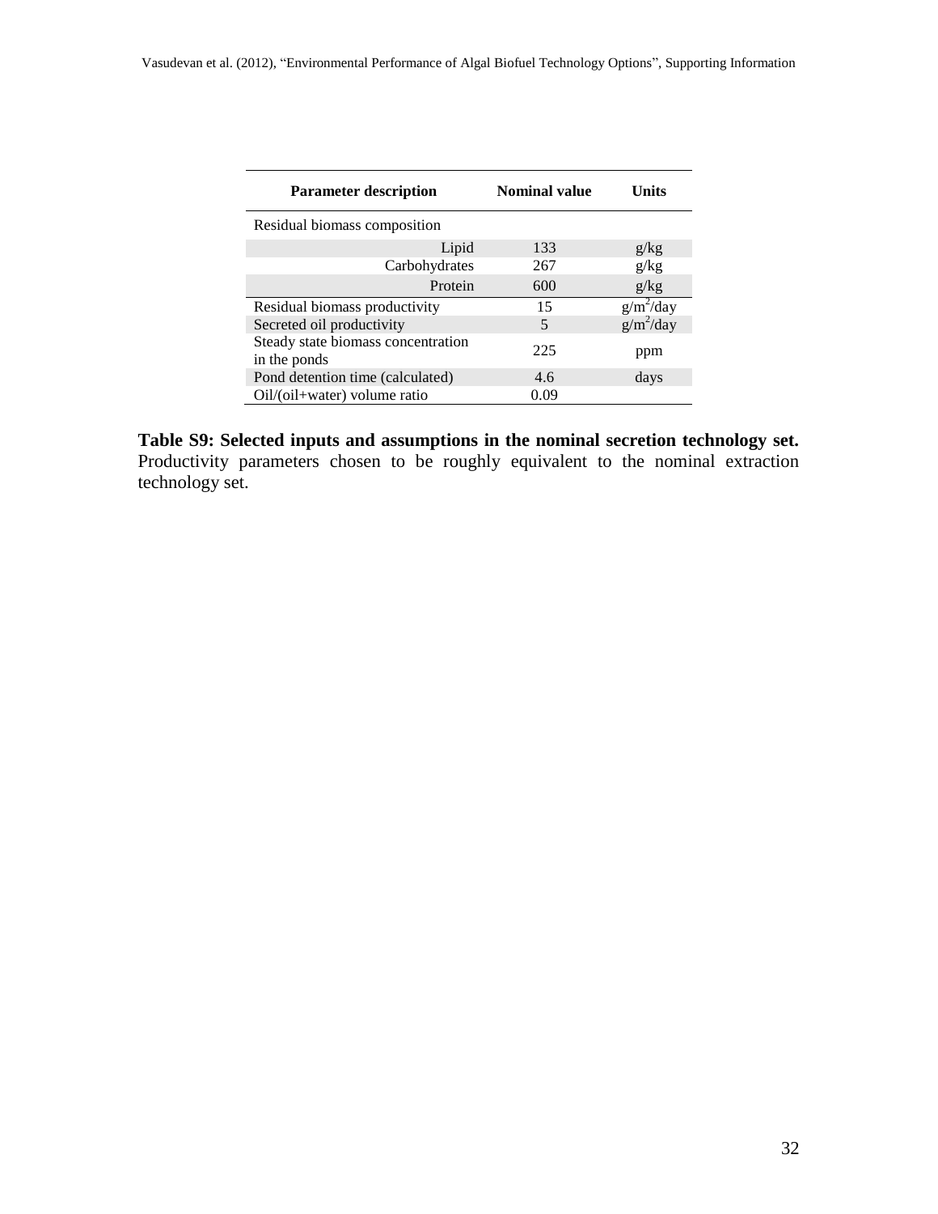| Parameter description | Nominal value | Units |
|---|---|---|
| Residual biomass composition | | |
| Lipid | 133 | g/kg |
| Carbohydrates | 267 | g/kg |
| Protein | 600 | g/kg |
| Residual biomass productivity | 15 | $g/m^2/day$ |
| Secreted oil productivity | 5 | $g/m^2/day$ |
| Steady state biomass concentration in the ponds | 225 | ppm |
| Pond detention time (calculated) | 4.6 | days |
| Oil/(oil+water) volume ratio | 0.09 | |

**Table S9: Selected inputs and assumptions in the nominal secretion technology set.** Productivity parameters chosen to be roughly equivalent to the nominal extraction technology set.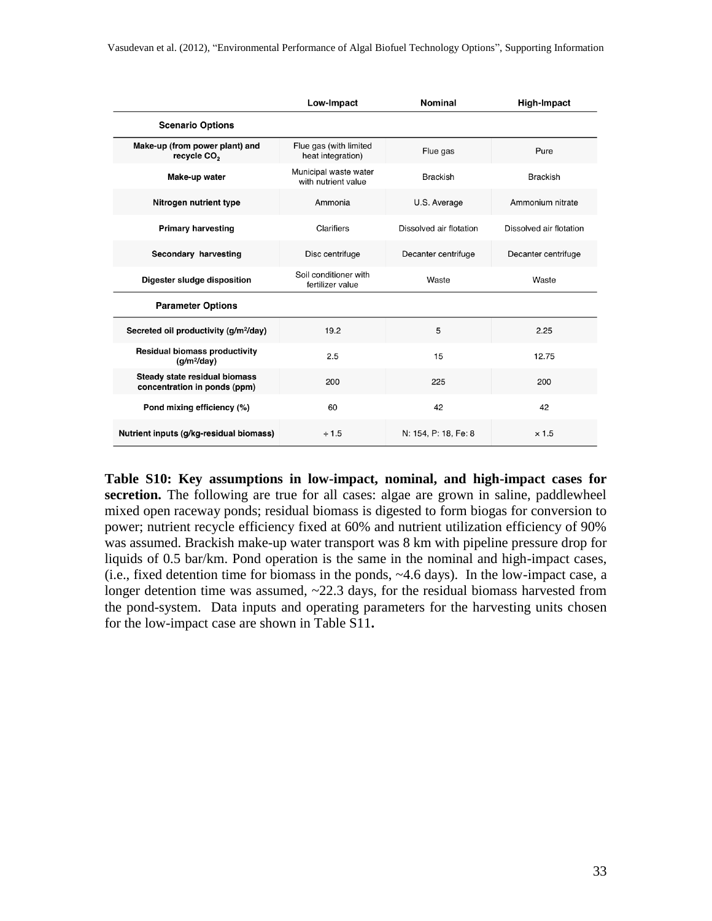| | Low-Impact | Nominal | High-Impact |
|---|---|---|---|
| **Scenario Options** | | | |
| **Make-up (from power plant) and recycle $CO_2$** | Flue gas (with limited heat integration) | Flue gas | Pure |
| **Make-up water** | Municipal waste water with nutrient value | Brackish | Brackish |
| **Nitrogen nutrient type** | Ammonia | U.S. Average | Ammonium nitrate |
| **Primary harvesting** | Clarifiers | Dissolved air flotation | Dissolved air flotation |
| **Secondary harvesting** | Disc centrifuge | Decanter centrifuge | Decanter centrifuge |
| **Digester sludge disposition** | Soil conditioner with fertilizer value | Waste | Waste |
| **Parameter Options** | | | |
| **Secreted oil productivity ($g/m^2/day$)** | 19.2 | 5 | 2.25 |
| **Residual biomass productivity ($g/m^2/day$)** | 2.5 | 15 | 12.75 |
| **Steady state residual biomass concentration in ponds (ppm)** | 200 | 225 | 200 |
| **Pond mixing efficiency (%)** | 60 | 42 | 42 |
| **Nutrient inputs (g/kg-residual biomass)** | ÷ 1.5 | N: 154, P: 18, Fe: 8 | × 1.5 |

**Table S10: Key assumptions in low-impact, nominal, and high-impact cases for secretion.** The following are true for all cases: algae are grown in saline, paddlewheel mixed open raceway ponds; residual biomass is digested to form biogas for conversion to power; nutrient recycle efficiency fixed at 60% and nutrient utilization efficiency of 90% was assumed. Brackish make-up water transport was 8 km with pipeline pressure drop for liquids of 0.5 bar/km. Pond operation is the same in the nominal and high-impact cases, (i.e., fixed detention time for biomass in the ponds, ~4.6 days). In the low-impact case, a longer detention time was assumed, ~22.3 days, for the residual biomass harvested from the pond-system. Data inputs and operating parameters for the harvesting units chosen for the low-impact case are shown in Table S11**.**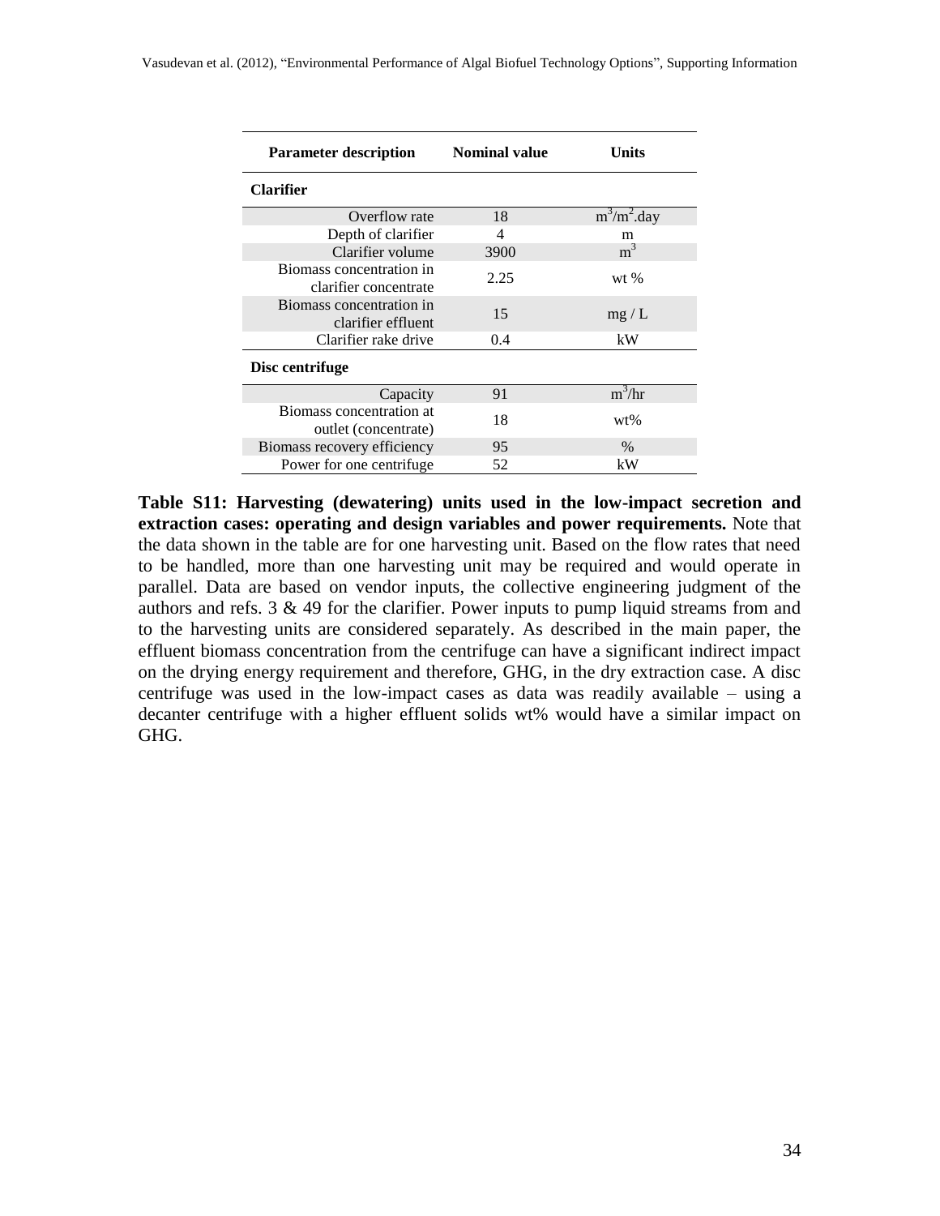| Parameter description | Nominal value | Units |
|---|---|---|
| **Clarifier** | | |
| Overflow rate | 18 | $m^3/m^2$.day |
| Depth of clarifier | 4 | m |
| Clarifier volume | 3900 | $m^3$ |
| Biomass concentration in clarifier concentrate | 2.25 | wt % |
| Biomass concentration in clarifier effluent | 15 | mg / L |
| Clarifier rake drive | 0.4 | kW |
| **Disc centrifuge** | | |
| Capacity | 91 | $m^3$/hr |
| Biomass concentration at outlet (concentrate) | 18 | wt% |
| Biomass recovery efficiency | 95 | % |
| Power for one centrifuge | 52 | kW |

**Table S11: Harvesting (dewatering) units used in the low-impact secretion and extraction cases: operating and design variables and power requirements.** Note that the data shown in the table are for one harvesting unit. Based on the flow rates that need to be handled, more than one harvesting unit may be required and would operate in parallel. Data are based on vendor inputs, the collective engineering judgment of the authors and refs. 3 & 49 for the clarifier. Power inputs to pump liquid streams from and to the harvesting units are considered separately. As described in the main paper, the effluent biomass concentration from the centrifuge can have a significant indirect impact on the drying energy requirement and therefore, GHG, in the dry extraction case. A disc centrifuge was used in the low-impact cases as data was readily available – using a decanter centrifuge with a higher effluent solids wt% would have a similar impact on GHG.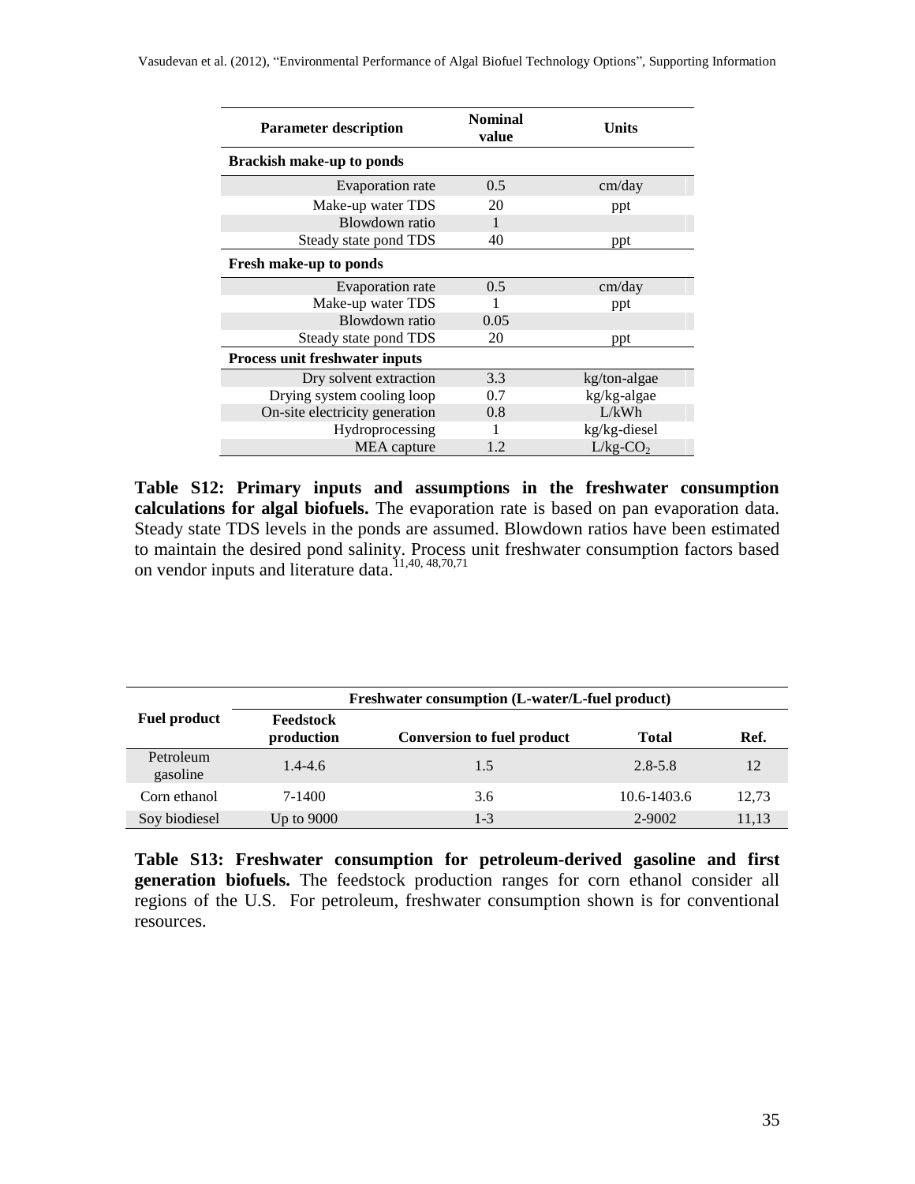| Parameter description | Nominal value | Units |
|---|---|---|
| **Brackish make-up to ponds** | | |
| Evaporation rate | 0.5 | cm/day |
| Make-up water TDS | 20 | ppt |
| Blowdown ratio | 1 | |
| Steady state pond TDS | 40 | ppt |
| **Fresh make-up to ponds** | | |
| Evaporation rate | 0.5 | cm/day |
| Make-up water TDS | 1 | ppt |
| Blowdown ratio | 0.05 | |
| Steady state pond TDS | 20 | ppt |
| **Process unit freshwater inputs** | | |
| Dry solvent extraction | 3.3 | kg/ton-algae |
| Drying system cooling loop | 0.7 | kg/kg-algae |
| On-site electricity generation | 0.8 | L/kWh |
| Hydroprocessing | 1 | kg/kg-diesel |
| MEA capture | 1.2 | L/kg-$CO_2$ |

**Table S12: Primary inputs and assumptions in the freshwater consumption calculations for algal biofuels.** The evaporation rate is based on pan evaporation data. Steady state TDS levels in the ponds are assumed. Blowdown ratios have been estimated to maintain the desired pond salinity. Process unit freshwater consumption factors based on vendor inputs and literature data.[11,40, 48,70,71]

| Fuel product | Freshwater consumption (L-water/L-fuel product) | | | |
|---|---|---|---|---|
| | Feedstock production | Conversion to fuel product | Total | Ref. |
| Petroleum gasoline | 1.4-4.6 | 1.5 | 2.8-5.8 | 12 |
| Corn ethanol | 7-1400 | 3.6 | 10.6-1403.6 | 12,73 |
| Soy biodiesel | Up to 9000 | 1-3 | 2-9002 | 11,13 |

**Table S13: Freshwater consumption for petroleum-derived gasoline and first generation biofuels.** The feedstock production ranges for corn ethanol consider all regions of the U.S. For petroleum, freshwater consumption shown is for conventional resources.